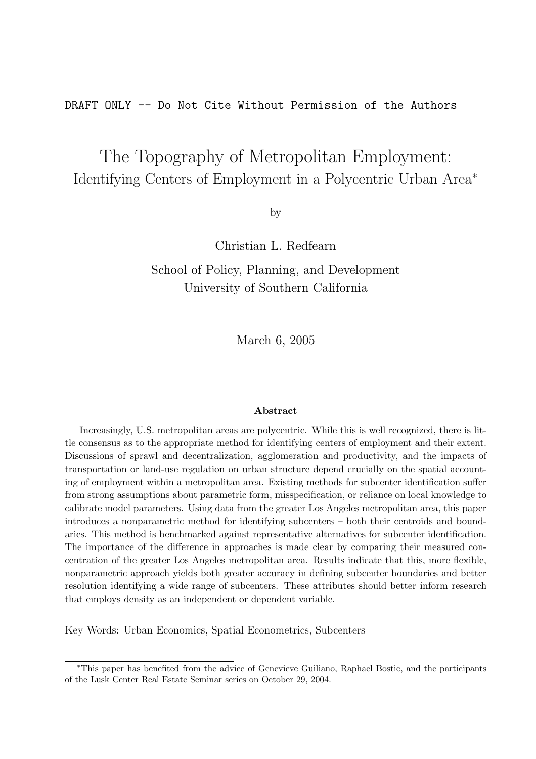DRAFT ONLY -- Do Not Cite Without Permission of the Authors

# The Topography of Metropolitan Employment:

## Identifying Centers of Employment in a Polycentric Urban Area*

by

Christian L. Redfearn

School of Policy, Planning, and Development
University of Southern California

March 6, 2005

**Abstract**

Increasingly, U.S. metropolitan areas are polycentric. While this is well recognized, there is little consensus as to the appropriate method for identifying centers of employment and their extent. Discussions of sprawl and decentralization, agglomeration and productivity, and the impacts of transportation or land-use regulation on urban structure depend crucially on the spatial accounting of employment within a metropolitan area. Existing methods for subcenter identification suffer from strong assumptions about parametric form, misspecification, or reliance on local knowledge to calibrate model parameters. Using data from the greater Los Angeles metropolitan area, this paper introduces a nonparametric method for identifying subcenters – both their centroids and boundaries. This method is benchmarked against representative alternatives for subcenter identification. The importance of the difference in approaches is made clear by comparing their measured concentration of the greater Los Angeles metropolitan area. Results indicate that this, more flexible, nonparametric approach yields both greater accuracy in defining subcenter boundaries and better resolution identifying a wide range of subcenters. These attributes should better inform research that employs density as an independent or dependent variable.

Key Words: Urban Economics, Spatial Econometrics, Subcenters

*This paper has benefited from the advice of Genevieve Guiliano, Raphael Bostic, and the participants of the Lusk Center Real Estate Seminar series on October 29, 2004.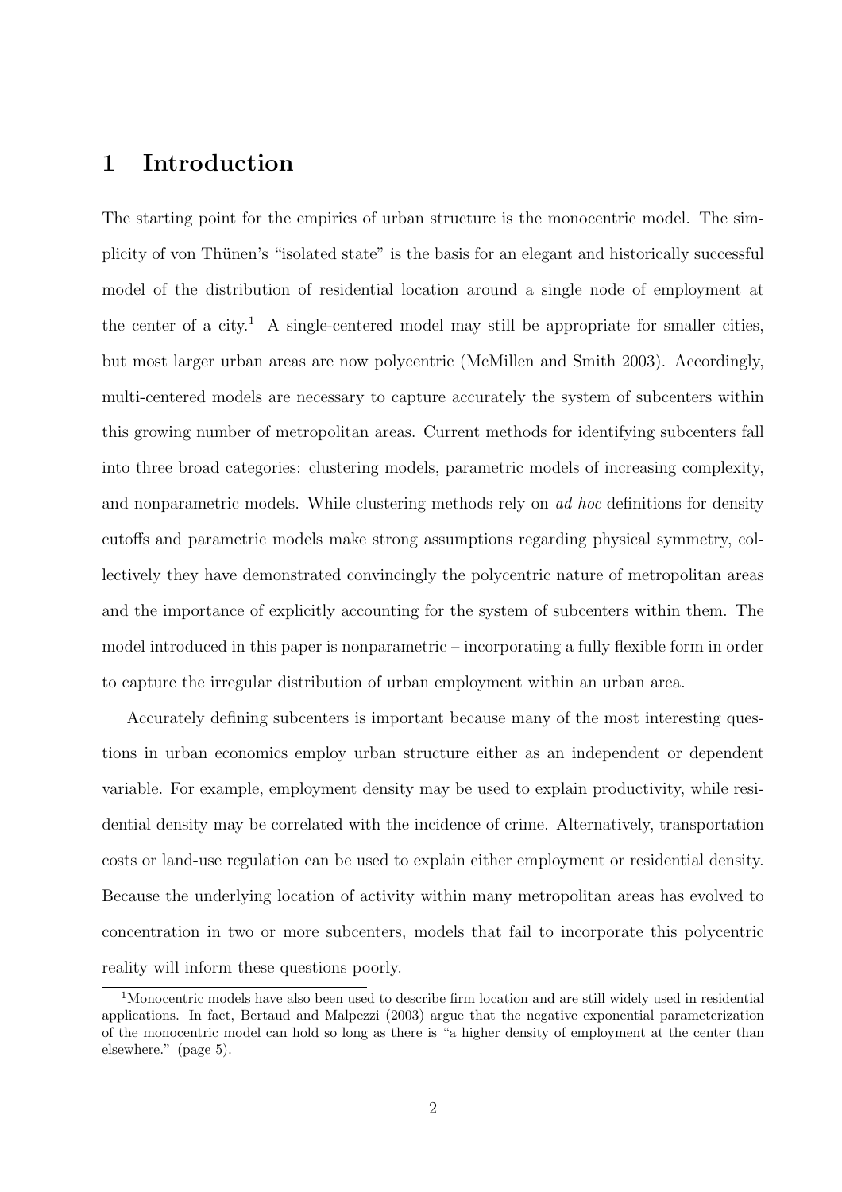# 1 Introduction

The starting point for the empirics of urban structure is the monocentric model. The simplicity of von Thünen's "isolated state" is the basis for an elegant and historically successful model of the distribution of residential location around a single node of employment at the center of a city.[1] A single-centered model may still be appropriate for smaller cities, but most larger urban areas are now polycentric (McMillen and Smith 2003). Accordingly, multi-centered models are necessary to capture accurately the system of subcenters within this growing number of metropolitan areas. Current methods for identifying subcenters fall into three broad categories: clustering models, parametric models of increasing complexity, and nonparametric models. While clustering methods rely on *ad hoc* definitions for density cutoffs and parametric models make strong assumptions regarding physical symmetry, collectively they have demonstrated convincingly the polycentric nature of metropolitan areas and the importance of explicitly accounting for the system of subcenters within them. The model introduced in this paper is nonparametric – incorporating a fully flexible form in order to capture the irregular distribution of urban employment within an urban area.

Accurately defining subcenters is important because many of the most interesting questions in urban economics employ urban structure either as an independent or dependent variable. For example, employment density may be used to explain productivity, while residential density may be correlated with the incidence of crime. Alternatively, transportation costs or land-use regulation can be used to explain either employment or residential density. Because the underlying location of activity within many metropolitan areas has evolved to concentration in two or more subcenters, models that fail to incorporate this polycentric reality will inform these questions poorly.

[1] Monocentric models have also been used to describe firm location and are still widely used in residential applications. In fact, Bertaud and Malpezzi (2003) argue that the negative exponential parameterization of the monocentric model can hold so long as there is "a higher density of employment at the center than elsewhere." (page 5).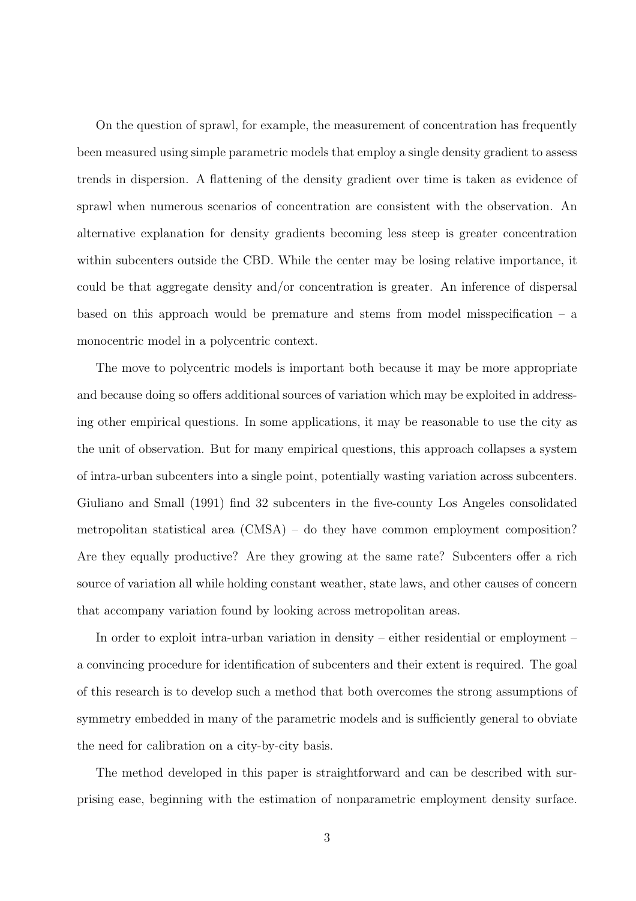On the question of sprawl, for example, the measurement of concentration has frequently been measured using simple parametric models that employ a single density gradient to assess trends in dispersion. A flattening of the density gradient over time is taken as evidence of sprawl when numerous scenarios of concentration are consistent with the observation. An alternative explanation for density gradients becoming less steep is greater concentration within subcenters outside the CBD. While the center may be losing relative importance, it could be that aggregate density and/or concentration is greater. An inference of dispersal based on this approach would be premature and stems from model misspecification – a monocentric model in a polycentric context.

The move to polycentric models is important both because it may be more appropriate and because doing so offers additional sources of variation which may be exploited in addressing other empirical questions. In some applications, it may be reasonable to use the city as the unit of observation. But for many empirical questions, this approach collapses a system of intra-urban subcenters into a single point, potentially wasting variation across subcenters. Giuliano and Small (1991) find 32 subcenters in the five-county Los Angeles consolidated metropolitan statistical area (CMSA) – do they have common employment composition? Are they equally productive? Are they growing at the same rate? Subcenters offer a rich source of variation all while holding constant weather, state laws, and other causes of concern that accompany variation found by looking across metropolitan areas.

In order to exploit intra-urban variation in density – either residential or employment – a convincing procedure for identification of subcenters and their extent is required. The goal of this research is to develop such a method that both overcomes the strong assumptions of symmetry embedded in many of the parametric models and is sufficiently general to obviate the need for calibration on a city-by-city basis.

The method developed in this paper is straightforward and can be described with surprising ease, beginning with the estimation of nonparametric employment density surface.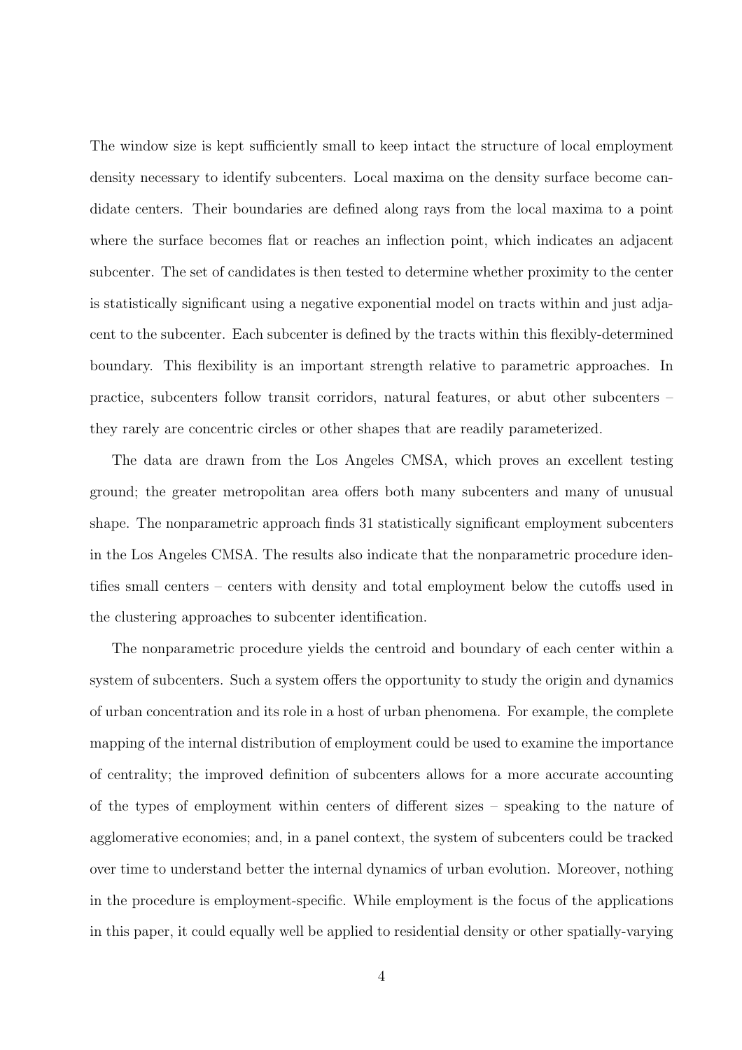The window size is kept sufficiently small to keep intact the structure of local employment density necessary to identify subcenters. Local maxima on the density surface become candidate centers. Their boundaries are defined along rays from the local maxima to a point where the surface becomes flat or reaches an inflection point, which indicates an adjacent subcenter. The set of candidates is then tested to determine whether proximity to the center is statistically significant using a negative exponential model on tracts within and just adjacent to the subcenter. Each subcenter is defined by the tracts within this flexibly-determined boundary. This flexibility is an important strength relative to parametric approaches. In practice, subcenters follow transit corridors, natural features, or abut other subcenters – they rarely are concentric circles or other shapes that are readily parameterized.

The data are drawn from the Los Angeles CMSA, which proves an excellent testing ground; the greater metropolitan area offers both many subcenters and many of unusual shape. The nonparametric approach finds 31 statistically significant employment subcenters in the Los Angeles CMSA. The results also indicate that the nonparametric procedure identifies small centers – centers with density and total employment below the cutoffs used in the clustering approaches to subcenter identification.

The nonparametric procedure yields the centroid and boundary of each center within a system of subcenters. Such a system offers the opportunity to study the origin and dynamics of urban concentration and its role in a host of urban phenomena. For example, the complete mapping of the internal distribution of employment could be used to examine the importance of centrality; the improved definition of subcenters allows for a more accurate accounting of the types of employment within centers of different sizes – speaking to the nature of agglomerative economies; and, in a panel context, the system of subcenters could be tracked over time to understand better the internal dynamics of urban evolution. Moreover, nothing in the procedure is employment-specific. While employment is the focus of the applications in this paper, it could equally well be applied to residential density or other spatially-varying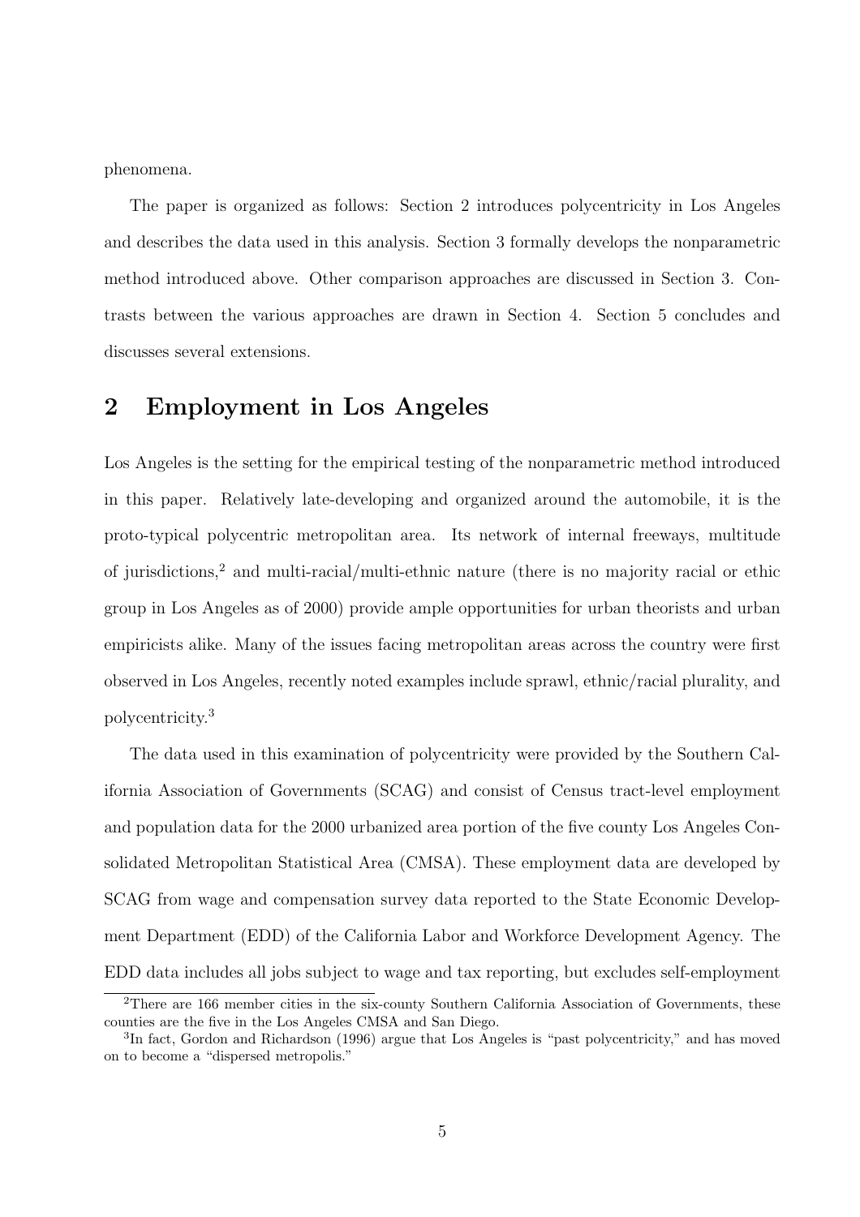phenomena.

The paper is organized as follows: Section 2 introduces polycentricity in Los Angeles and describes the data used in this analysis. Section 3 formally develops the nonparametric method introduced above. Other comparison approaches are discussed in Section 3. Contrasts between the various approaches are drawn in Section 4. Section 5 concludes and discusses several extensions.

## 2 Employment in Los Angeles

Los Angeles is the setting for the empirical testing of the nonparametric method introduced in this paper. Relatively late-developing and organized around the automobile, it is the proto-typical polycentric metropolitan area. Its network of internal freeways, multitude of jurisdictions,[2] and multi-racial/multi-ethnic nature (there is no majority racial or ethic group in Los Angeles as of 2000) provide ample opportunities for urban theorists and urban empiricists alike. Many of the issues facing metropolitan areas across the country were first observed in Los Angeles, recently noted examples include sprawl, ethnic/racial plurality, and polycentricity.[3]

The data used in this examination of polycentricity were provided by the Southern California Association of Governments (SCAG) and consist of Census tract-level employment and population data for the 2000 urbanized area portion of the five county Los Angeles Consolidated Metropolitan Statistical Area (CMSA). These employment data are developed by SCAG from wage and compensation survey data reported to the State Economic Development Department (EDD) of the California Labor and Workforce Development Agency. The EDD data includes all jobs subject to wage and tax reporting, but excludes self-employment

[2] There are 166 member cities in the six-county Southern California Association of Governments, these counties are the five in the Los Angeles CMSA and San Diego.

[3] In fact, Gordon and Richardson (1996) argue that Los Angeles is "past polycentricity," and has moved on to become a "dispersed metropolis."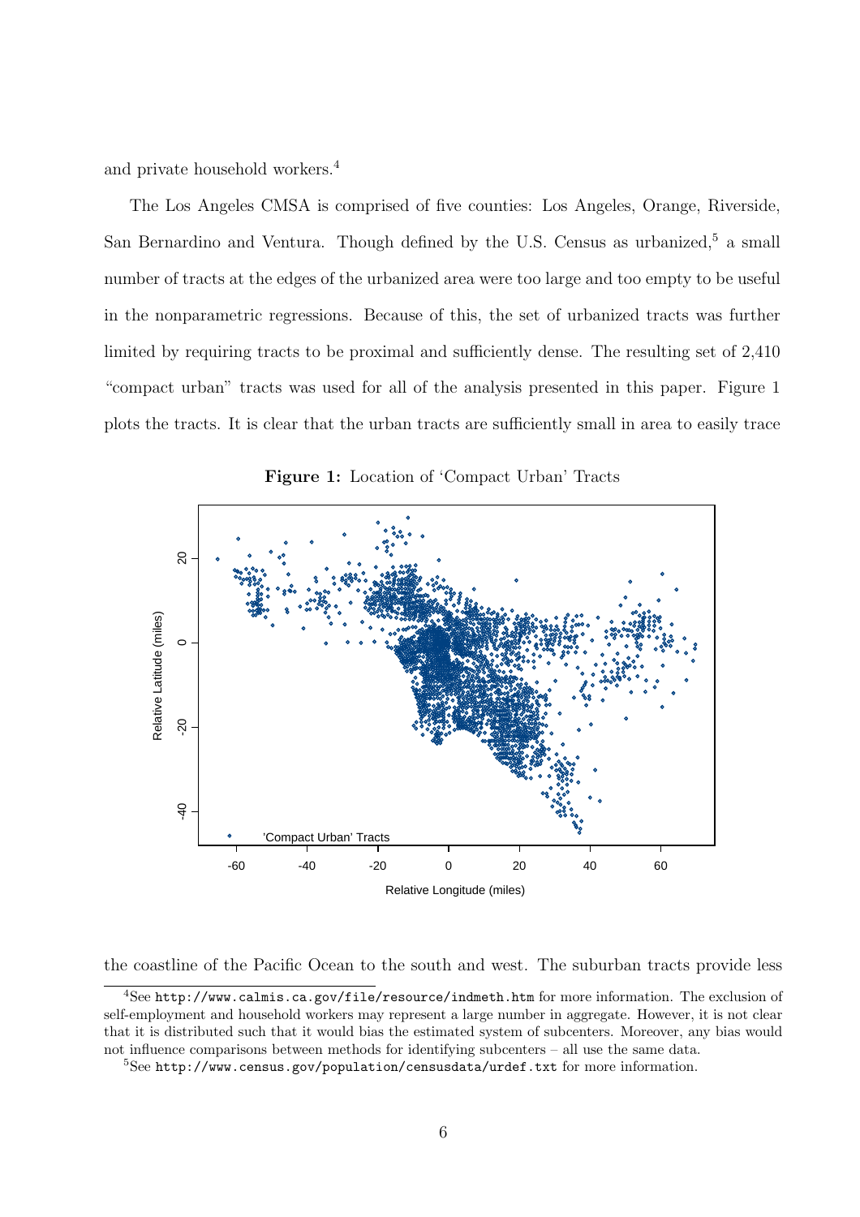and private household workers.[4]

The Los Angeles CMSA is comprised of five counties: Los Angeles, Orange, Riverside, San Bernardino and Ventura. Though defined by the U.S. Census as urbanized,[5] a small number of tracts at the edges of the urbanized area were too large and too empty to be useful in the nonparametric regressions. Because of this, the set of urbanized tracts was further limited by requiring tracts to be proximal and sufficiently dense. The resulting set of 2,410 "compact urban" tracts was used for all of the analysis presented in this paper. Figure 1 plots the tracts. It is clear that the urban tracts are sufficiently small in area to easily trace

**Figure 1:** Location of 'Compact Urban' Tracts

the coastline of the Pacific Ocean to the south and west. The suburban tracts provide less

---

[4] See `http://www.calmis.ca.gov/file/resource/indmeth.htm` for more information. The exclusion of self-employment and household workers may represent a large number in aggregate. However, it is not clear that it is distributed such that it would bias the estimated system of subcenters. Moreover, any bias would not influence comparisons between methods for identifying subcenters – all use the same data.

[5] See `http://www.census.gov/population/censusdata/urdef.txt` for more information.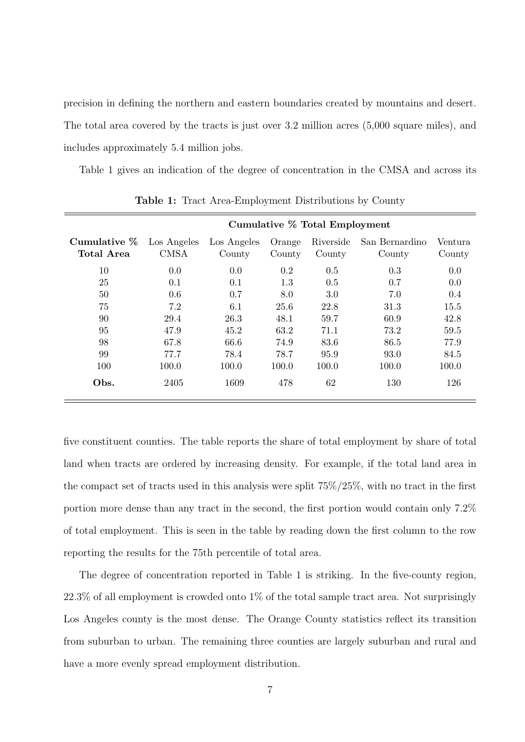precision in defining the northern and eastern boundaries created by mountains and desert. The total area covered by the tracts is just over 3.2 million acres (5,000 square miles), and includes approximately 5.4 million jobs.

Table 1 gives an indication of the degree of concentration in the CMSA and across its five constituent counties. The table reports the share of total employment by share of total land when tracts are ordered by increasing density. For example, if the total land area in the compact set of tracts used in this analysis were split 75%/25%, with no tract in the first portion more dense than any tract in the second, the first portion would contain only 7.2% of total employment. This is seen in the table by reading down the first column to the row reporting the results for the 75th percentile of total area.

**Table 1:** Tract Area-Employment Distributions by County

| | **Cumulative % Total Employment** | | | | | |
|---|---|---|---|---|---|---|
| **Cumulative % Total Area** | Los Angeles CMSA | Los Angeles County | Orange County | Riverside County | San Bernardino County | Ventura County |
| 10 | 0.0 | 0.0 | 0.2 | 0.5 | 0.3 | 0.0 |
| 25 | 0.1 | 0.1 | 1.3 | 0.5 | 0.7 | 0.0 |
| 50 | 0.6 | 0.7 | 8.0 | 3.0 | 7.0 | 0.4 |
| 75 | 7.2 | 6.1 | 25.6 | 22.8 | 31.3 | 15.5 |
| 90 | 29.4 | 26.3 | 48.1 | 59.7 | 60.9 | 42.8 |
| 95 | 47.9 | 45.2 | 63.2 | 71.1 | 73.2 | 59.5 |
| 98 | 67.8 | 66.6 | 74.9 | 83.6 | 86.5 | 77.9 |
| 99 | 77.7 | 78.4 | 78.7 | 95.9 | 93.0 | 84.5 |
| 100 | 100.0 | 100.0 | 100.0 | 100.0 | 100.0 | 100.0 |
| **Obs.** | 2405 | 1609 | 478 | 62 | 130 | 126 |

The degree of concentration reported in Table 1 is striking. In the five-county region, 22.3% of all employment is crowded onto 1% of the total sample tract area. Not surprisingly Los Angeles county is the most dense. The Orange County statistics reflect its transition from suburban to urban. The remaining three counties are largely suburban and rural and have a more evenly spread employment distribution.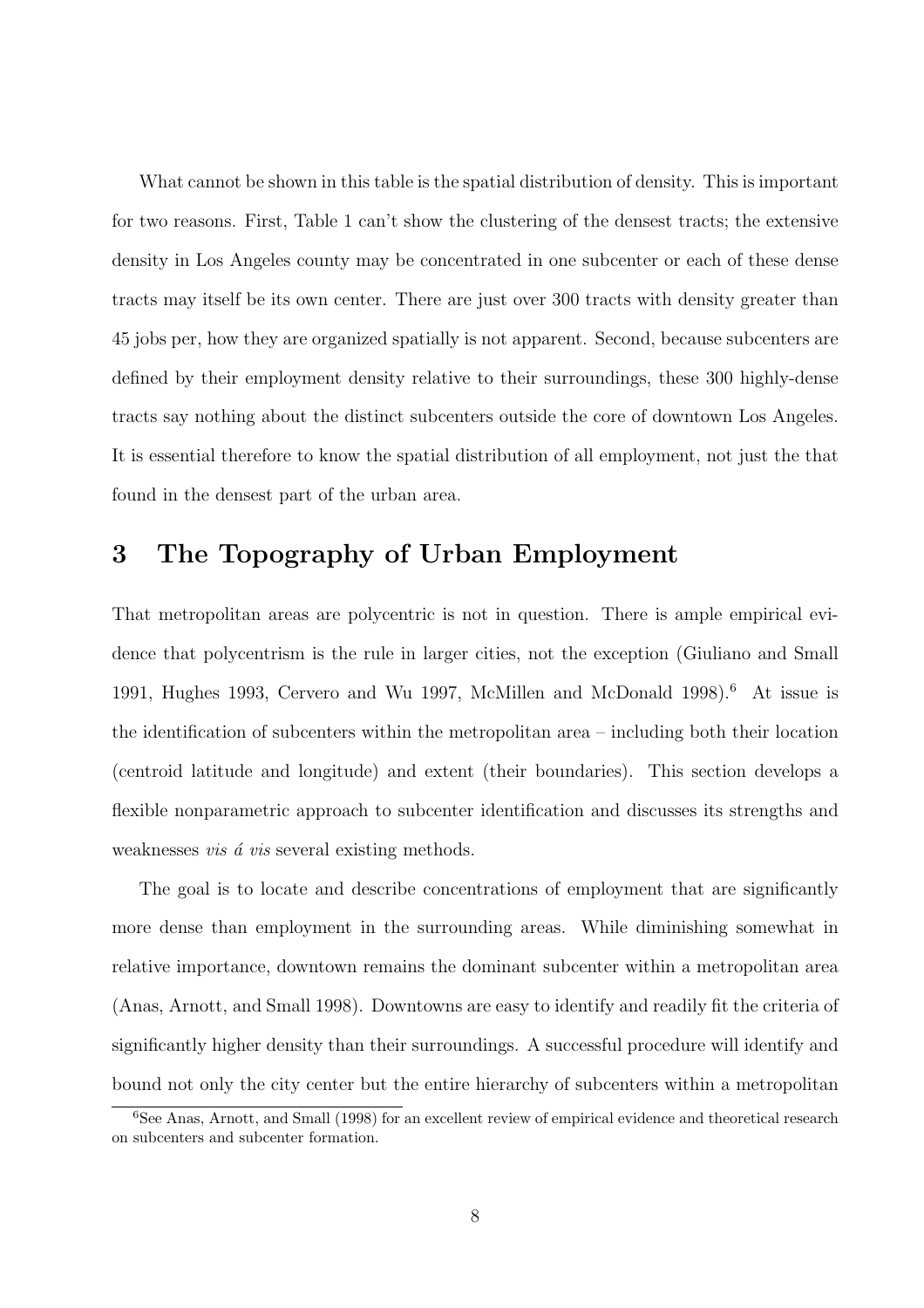What cannot be shown in this table is the spatial distribution of density. This is important for two reasons. First, Table 1 can't show the clustering of the densest tracts; the extensive density in Los Angeles county may be concentrated in one subcenter or each of these dense tracts may itself be its own center. There are just over 300 tracts with density greater than 45 jobs per, how they are organized spatially is not apparent. Second, because subcenters are defined by their employment density relative to their surroundings, these 300 highly-dense tracts say nothing about the distinct subcenters outside the core of downtown Los Angeles. It is essential therefore to know the spatial distribution of all employment, not just the that found in the densest part of the urban area.

# 3 The Topography of Urban Employment

That metropolitan areas are polycentric is not in question. There is ample empirical evidence that polycentrism is the rule in larger cities, not the exception (Giuliano and Small 1991, Hughes 1993, Cervero and Wu 1997, McMillen and McDonald 1998).[6] At issue is the identification of subcenters within the metropolitan area – including both their location (centroid latitude and longitude) and extent (their boundaries). This section develops a flexible nonparametric approach to subcenter identification and discusses its strengths and weaknesses *vis á vis* several existing methods.

The goal is to locate and describe concentrations of employment that are significantly more dense than employment in the surrounding areas. While diminishing somewhat in relative importance, downtown remains the dominant subcenter within a metropolitan area (Anas, Arnott, and Small 1998). Downtowns are easy to identify and readily fit the criteria of significantly higher density than their surroundings. A successful procedure will identify and bound not only the city center but the entire hierarchy of subcenters within a metropolitan

[6] See Anas, Arnott, and Small (1998) for an excellent review of empirical evidence and theoretical research on subcenters and subcenter formation.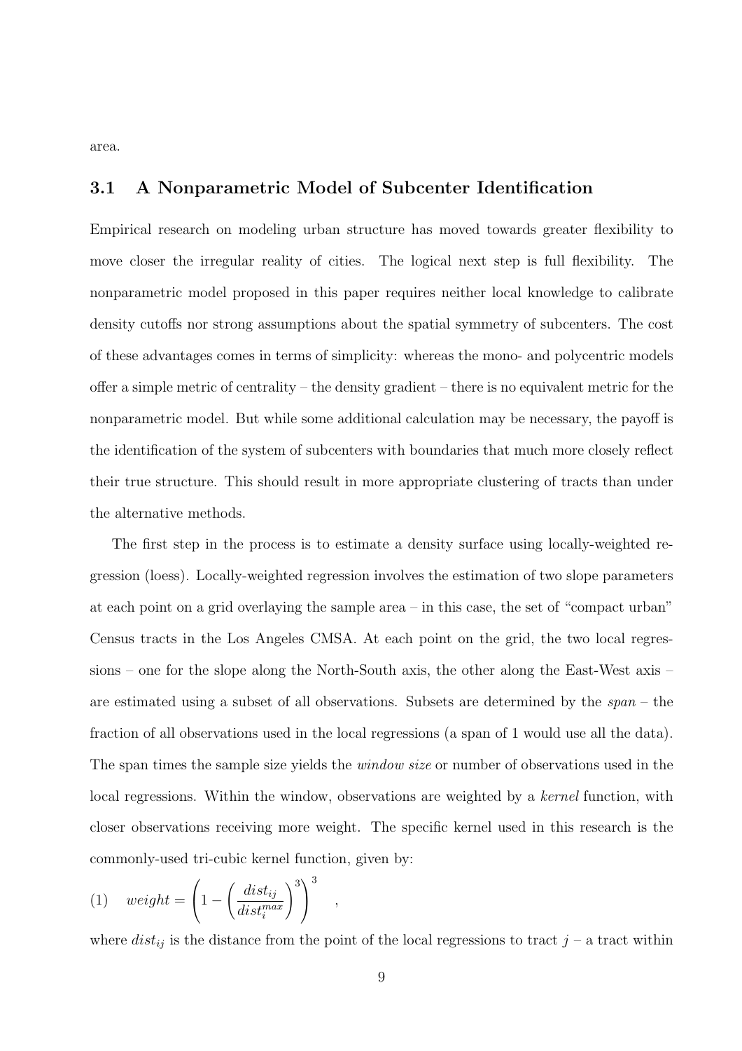area.

### 3.1 A Nonparametric Model of Subcenter Identification

Empirical research on modeling urban structure has moved towards greater flexibility to move closer the irregular reality of cities. The logical next step is full flexibility. The nonparametric model proposed in this paper requires neither local knowledge to calibrate density cutoffs nor strong assumptions about the spatial symmetry of subcenters. The cost of these advantages comes in terms of simplicity: whereas the mono- and polycentric models offer a simple metric of centrality – the density gradient – there is no equivalent metric for the nonparametric model. But while some additional calculation may be necessary, the payoff is the identification of the system of subcenters with boundaries that much more closely reflect their true structure. This should result in more appropriate clustering of tracts than under the alternative methods.

The first step in the process is to estimate a density surface using locally-weighted regression (loess). Locally-weighted regression involves the estimation of two slope parameters at each point on a grid overlaying the sample area – in this case, the set of "compact urban" Census tracts in the Los Angeles CMSA. At each point on the grid, the two local regressions – one for the slope along the North-South axis, the other along the East-West axis – are estimated using a subset of all observations. Subsets are determined by the *span* – the fraction of all observations used in the local regressions (a span of 1 would use all the data). The span times the sample size yields the *window size* or number of observations used in the local regressions. Within the window, observations are weighted by a *kernel* function, with closer observations receiving more weight. The specific kernel used in this research is the commonly-used tri-cubic kernel function, given by:

$$(1) \quad weight = \left(1 - \left(\frac{dist_{ij}}{dist_i^{max}}\right)^3\right)^3 \quad ,$$

where $dist_{ij}$ is the distance from the point of the local regressions to tract $j$ – a tract within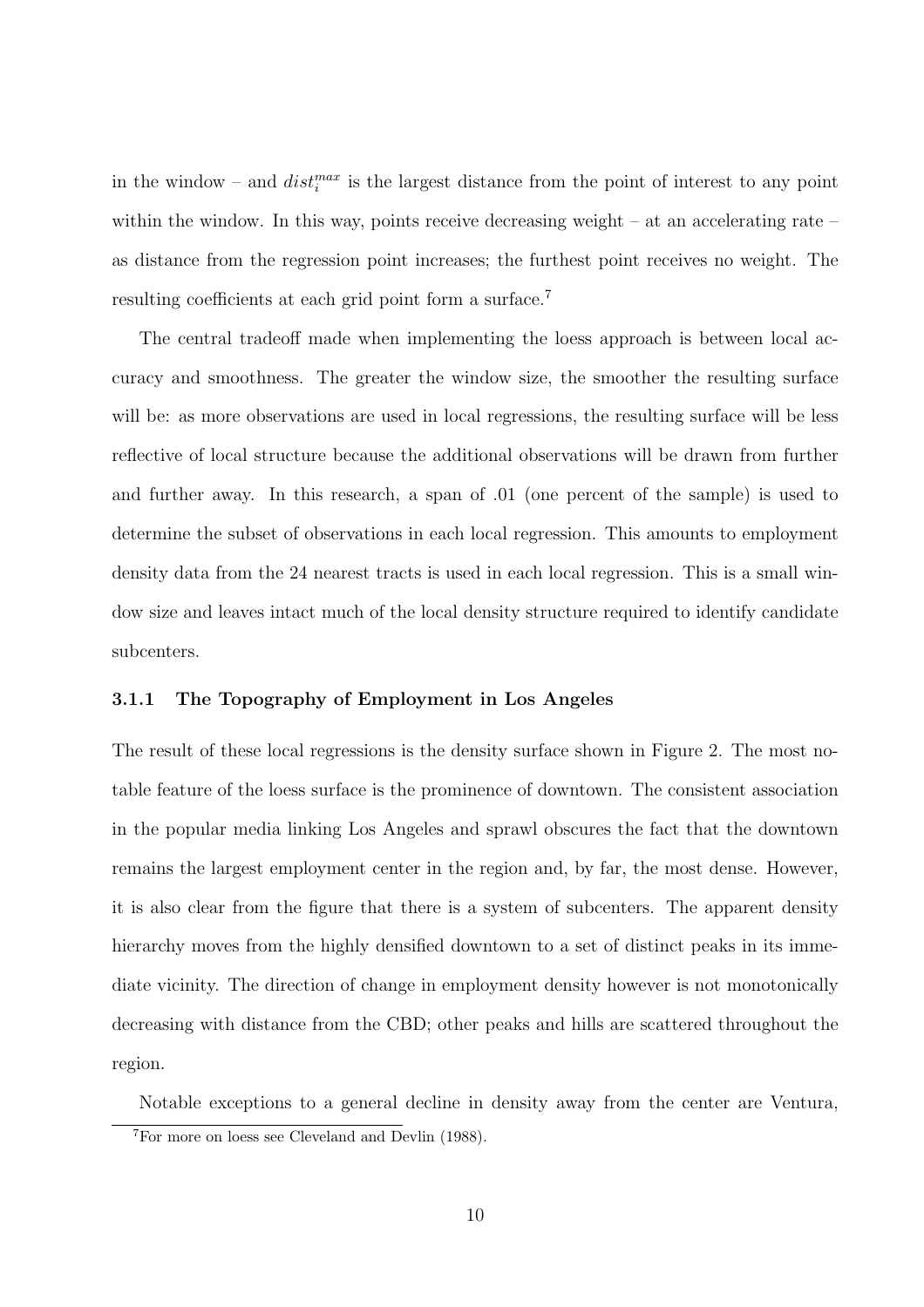in the window – and $dist_i^{max}$ is the largest distance from the point of interest to any point within the window. In this way, points receive decreasing weight – at an accelerating rate – as distance from the regression point increases; the furthest point receives no weight. The resulting coefficients at each grid point form a surface.[7]

The central tradeoff made when implementing the loess approach is between local accuracy and smoothness. The greater the window size, the smoother the resulting surface will be: as more observations are used in local regressions, the resulting surface will be less reflective of local structure because the additional observations will be drawn from further and further away. In this research, a span of .01 (one percent of the sample) is used to determine the subset of observations in each local regression. This amounts to employment density data from the 24 nearest tracts is used in each local regression. This is a small window size and leaves intact much of the local density structure required to identify candidate subcenters.

### 3.1.1 The Topography of Employment in Los Angeles

The result of these local regressions is the density surface shown in Figure 2. The most notable feature of the loess surface is the prominence of downtown. The consistent association in the popular media linking Los Angeles and sprawl obscures the fact that the downtown remains the largest employment center in the region and, by far, the most dense. However, it is also clear from the figure that there is a system of subcenters. The apparent density hierarchy moves from the highly densified downtown to a set of distinct peaks in its immediate vicinity. The direction of change in employment density however is not monotonically decreasing with distance from the CBD; other peaks and hills are scattered throughout the region.

Notable exceptions to a general decline in density away from the center are Ventura,

[7] For more on loess see Cleveland and Devlin (1988).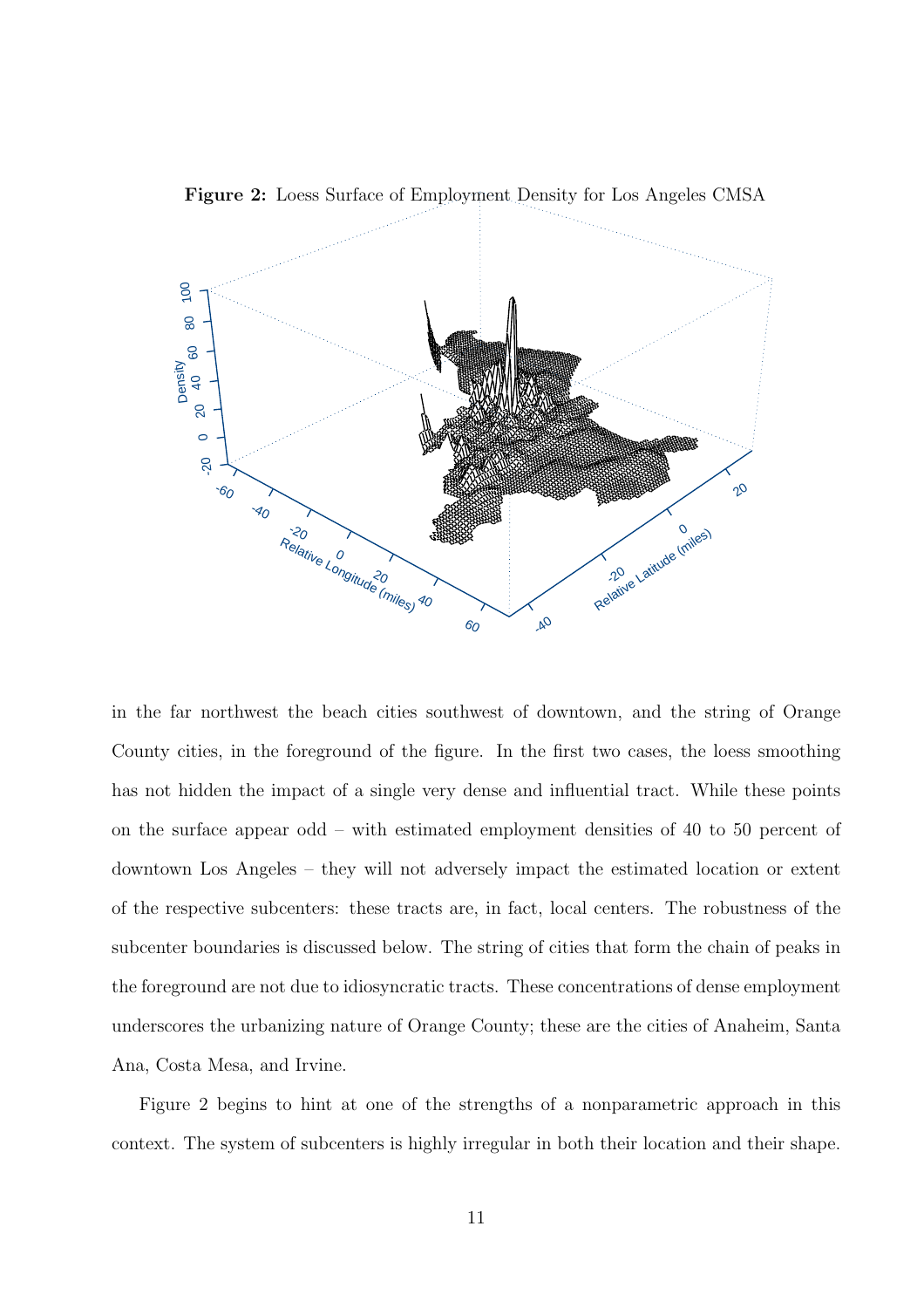**Figure 2:** Loess Surface of Employment Density for Los Angeles CMSA

in the far northwest the beach cities southwest of downtown, and the string of Orange County cities, in the foreground of the figure. In the first two cases, the loess smoothing has not hidden the impact of a single very dense and influential tract. While these points on the surface appear odd – with estimated employment densities of 40 to 50 percent of downtown Los Angeles – they will not adversely impact the estimated location or extent of the respective subcenters: these tracts are, in fact, local centers. The robustness of the subcenter boundaries is discussed below. The string of cities that form the chain of peaks in the foreground are not due to idiosyncratic tracts. These concentrations of dense employment underscores the urbanizing nature of Orange County; these are the cities of Anaheim, Santa Ana, Costa Mesa, and Irvine.

Figure 2 begins to hint at one of the strengths of a nonparametric approach in this context. The system of subcenters is highly irregular in both their location and their shape.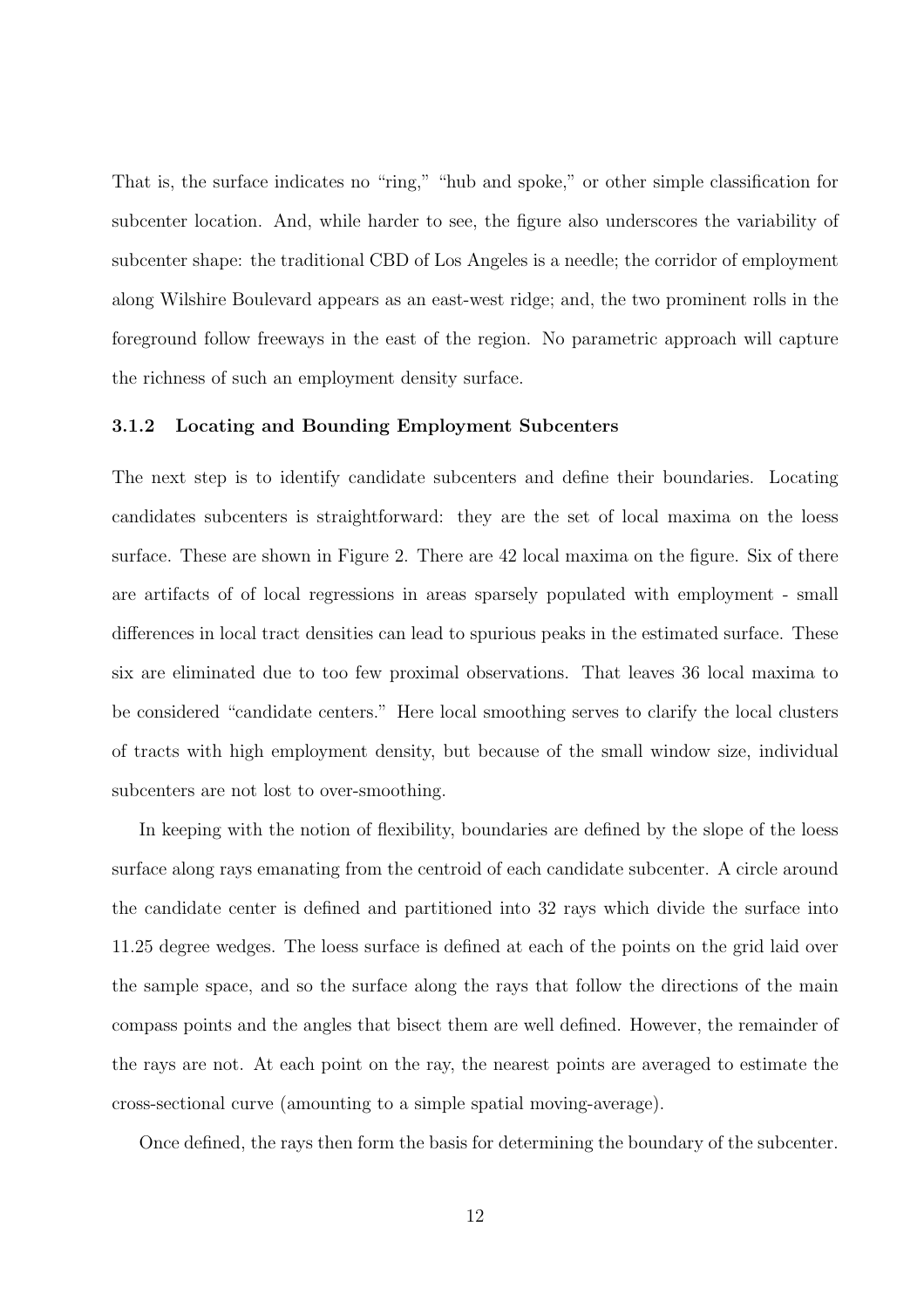That is, the surface indicates no "ring," "hub and spoke," or other simple classification for subcenter location. And, while harder to see, the figure also underscores the variability of subcenter shape: the traditional CBD of Los Angeles is a needle; the corridor of employment along Wilshire Boulevard appears as an east-west ridge; and, the two prominent rolls in the foreground follow freeways in the east of the region. No parametric approach will capture the richness of such an employment density surface.

### 3.1.2 Locating and Bounding Employment Subcenters

The next step is to identify candidate subcenters and define their boundaries. Locating candidates subcenters is straightforward: they are the set of local maxima on the loess surface. These are shown in Figure 2. There are 42 local maxima on the figure. Six of there are artifacts of of local regressions in areas sparsely populated with employment - small differences in local tract densities can lead to spurious peaks in the estimated surface. These six are eliminated due to too few proximal observations. That leaves 36 local maxima to be considered "candidate centers." Here local smoothing serves to clarify the local clusters of tracts with high employment density, but because of the small window size, individual subcenters are not lost to over-smoothing.

In keeping with the notion of flexibility, boundaries are defined by the slope of the loess surface along rays emanating from the centroid of each candidate subcenter. A circle around the candidate center is defined and partitioned into 32 rays which divide the surface into 11.25 degree wedges. The loess surface is defined at each of the points on the grid laid over the sample space, and so the surface along the rays that follow the directions of the main compass points and the angles that bisect them are well defined. However, the remainder of the rays are not. At each point on the ray, the nearest points are averaged to estimate the cross-sectional curve (amounting to a simple spatial moving-average).

Once defined, the rays then form the basis for determining the boundary of the subcenter.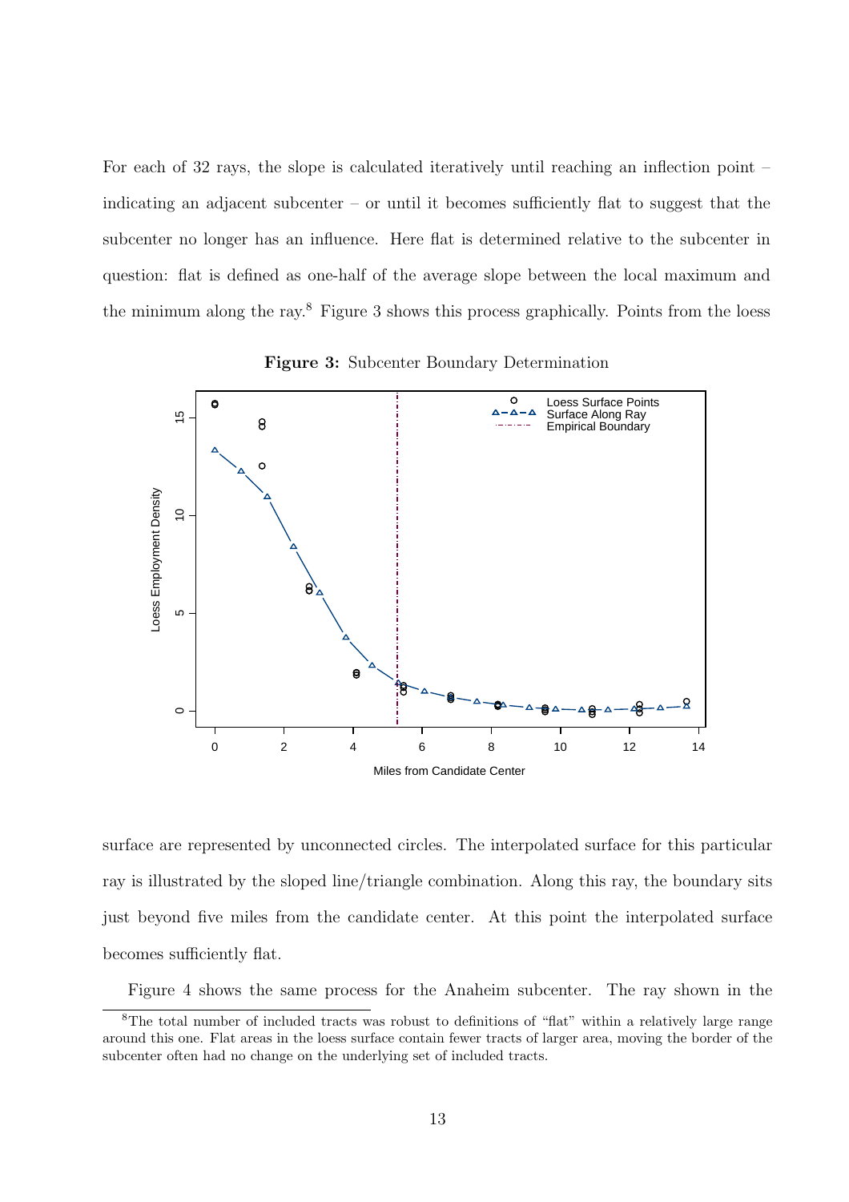For each of 32 rays, the slope is calculated iteratively until reaching an inflection point – indicating an adjacent subcenter – or until it becomes sufficiently flat to suggest that the subcenter no longer has an influence. Here flat is determined relative to the subcenter in question: flat is defined as one-half of the average slope between the local maximum and the minimum along the ray.[8] Figure 3 shows this process graphically. Points from the loess

**Figure 3:** Subcenter Boundary Determination

surface are represented by unconnected circles. The interpolated surface for this particular ray is illustrated by the sloped line/triangle combination. Along this ray, the boundary sits just beyond five miles from the candidate center. At this point the interpolated surface becomes sufficiently flat.

Figure 4 shows the same process for the Anaheim subcenter. The ray shown in the

[8] The total number of included tracts was robust to definitions of "flat" within a relatively large range around this one. Flat areas in the loess surface contain fewer tracts of larger area, moving the border of the subcenter often had no change on the underlying set of included tracts.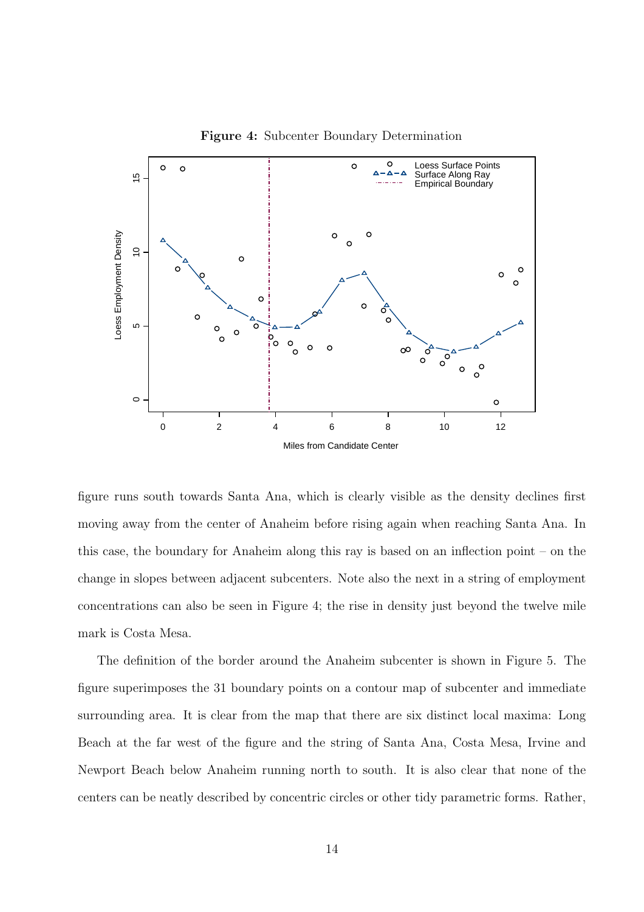**Figure 4:** Subcenter Boundary Determination

figure runs south towards Santa Ana, which is clearly visible as the density declines first moving away from the center of Anaheim before rising again when reaching Santa Ana. In this case, the boundary for Anaheim along this ray is based on an inflection point – on the change in slopes between adjacent subcenters. Note also the next in a string of employment concentrations can also be seen in Figure 4; the rise in density just beyond the twelve mile mark is Costa Mesa.

The definition of the border around the Anaheim subcenter is shown in Figure 5. The figure superimposes the 31 boundary points on a contour map of subcenter and immediate surrounding area. It is clear from the map that there are six distinct local maxima: Long Beach at the far west of the figure and the string of Santa Ana, Costa Mesa, Irvine and Newport Beach below Anaheim running north to south. It is also clear that none of the centers can be neatly described by concentric circles or other tidy parametric forms. Rather,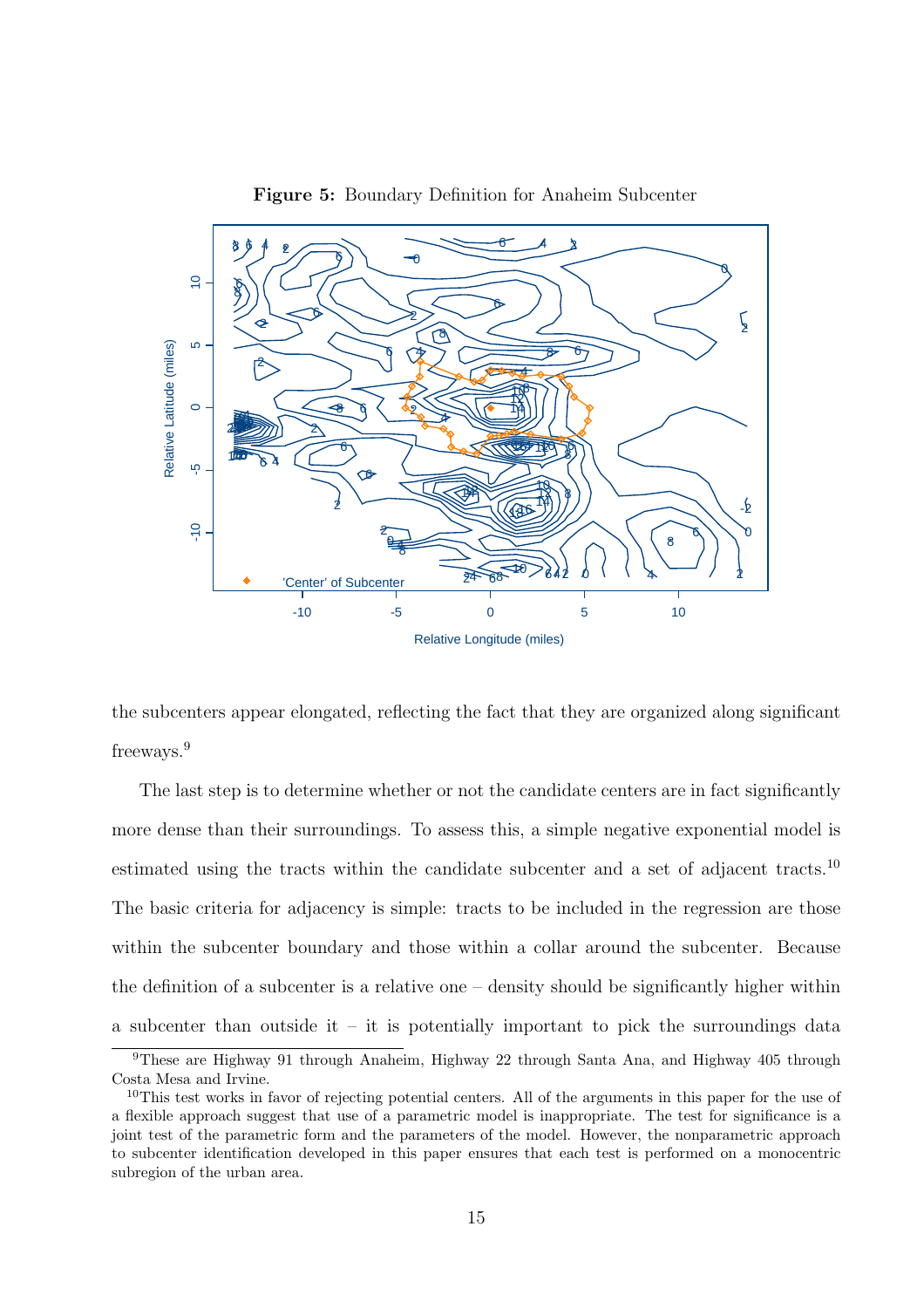**Figure 5:** Boundary Definition for Anaheim Subcenter

the subcenters appear elongated, reflecting the fact that they are organized along significant freeways.[9]

The last step is to determine whether or not the candidate centers are in fact significantly more dense than their surroundings. To assess this, a simple negative exponential model is estimated using the tracts within the candidate subcenter and a set of adjacent tracts.[10] The basic criteria for adjacency is simple: tracts to be included in the regression are those within the subcenter boundary and those within a collar around the subcenter. Because the definition of a subcenter is a relative one – density should be significantly higher within a subcenter than outside it – it is potentially important to pick the surroundings data

[9] These are Highway 91 through Anaheim, Highway 22 through Santa Ana, and Highway 405 through Costa Mesa and Irvine.

[10] This test works in favor of rejecting potential centers. All of the arguments in this paper for the use of a flexible approach suggest that use of a parametric model is inappropriate. The test for significance is a joint test of the parametric form and the parameters of the model. However, the nonparametric approach to subcenter identification developed in this paper ensures that each test is performed on a monocentric subregion of the urban area.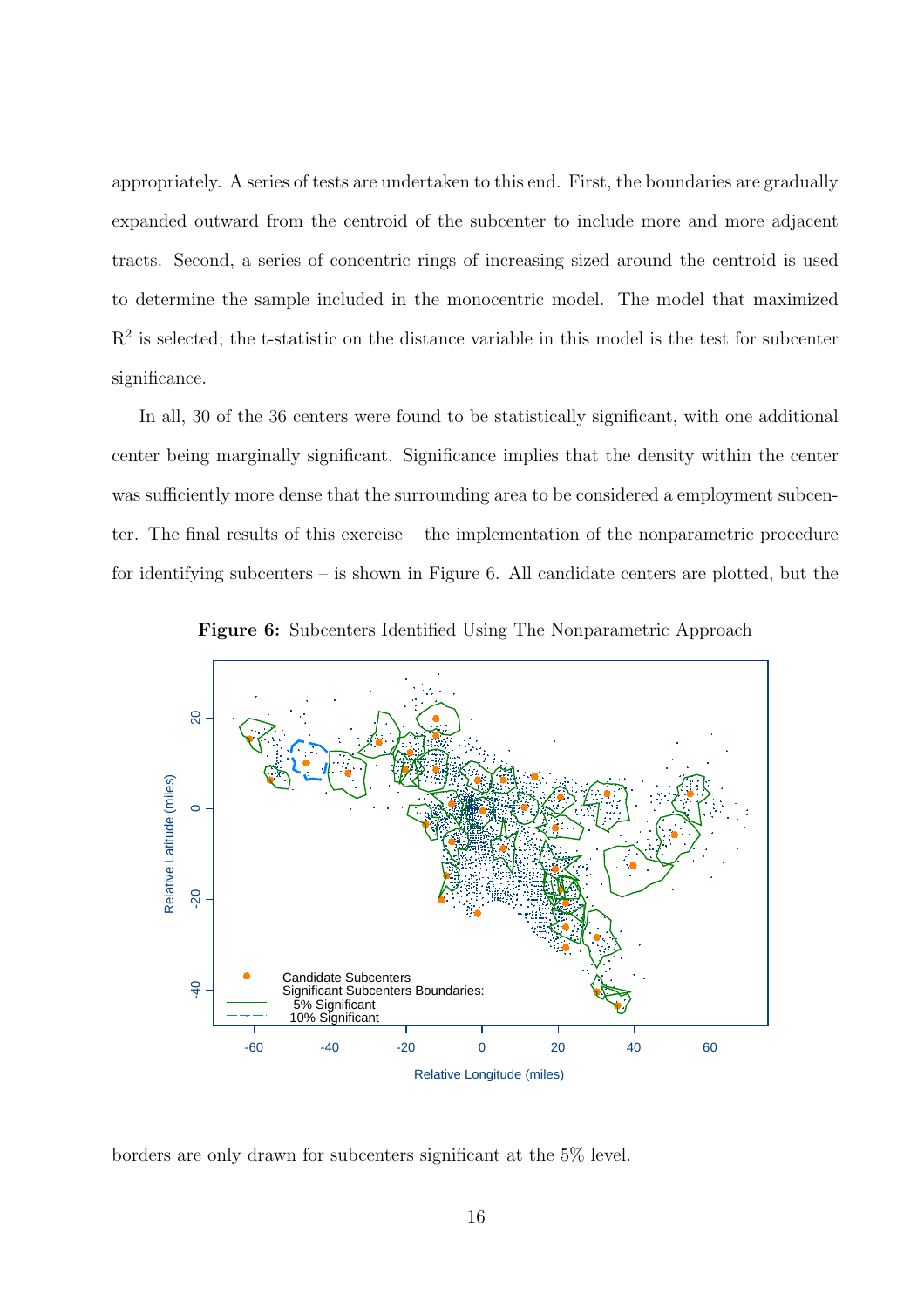appropriately. A series of tests are undertaken to this end. First, the boundaries are gradually expanded outward from the centroid of the subcenter to include more and more adjacent tracts. Second, a series of concentric rings of increasing sized around the centroid is used to determine the sample included in the monocentric model. The model that maximized $R^2$ is selected; the t-statistic on the distance variable in this model is the test for subcenter significance.

In all, 30 of the 36 centers were found to be statistically significant, with one additional center being marginally significant. Significance implies that the density within the center was sufficiently more dense that the surrounding area to be considered a employment subcenter. The final results of this exercise – the implementation of the nonparametric procedure for identifying subcenters – is shown in Figure 6. All candidate centers are plotted, but the

**Figure 6:** Subcenters Identified Using The Nonparametric Approach

borders are only drawn for subcenters significant at the 5% level.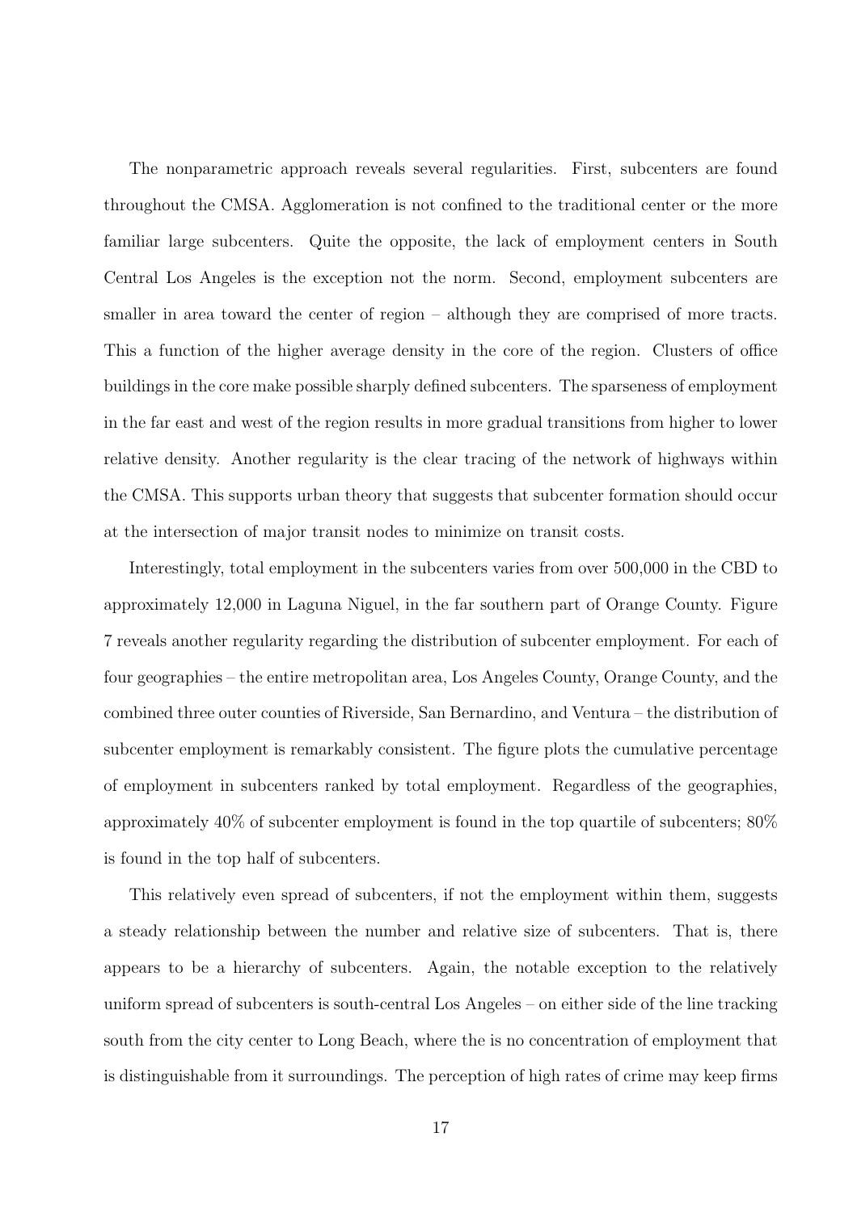The nonparametric approach reveals several regularities. First, subcenters are found throughout the CMSA. Agglomeration is not confined to the traditional center or the more familiar large subcenters. Quite the opposite, the lack of employment centers in South Central Los Angeles is the exception not the norm. Second, employment subcenters are smaller in area toward the center of region – although they are comprised of more tracts. This a function of the higher average density in the core of the region. Clusters of office buildings in the core make possible sharply defined subcenters. The sparseness of employment in the far east and west of the region results in more gradual transitions from higher to lower relative density. Another regularity is the clear tracing of the network of highways within the CMSA. This supports urban theory that suggests that subcenter formation should occur at the intersection of major transit nodes to minimize on transit costs.

Interestingly, total employment in the subcenters varies from over 500,000 in the CBD to approximately 12,000 in Laguna Niguel, in the far southern part of Orange County. Figure 7 reveals another regularity regarding the distribution of subcenter employment. For each of four geographies – the entire metropolitan area, Los Angeles County, Orange County, and the combined three outer counties of Riverside, San Bernardino, and Ventura – the distribution of subcenter employment is remarkably consistent. The figure plots the cumulative percentage of employment in subcenters ranked by total employment. Regardless of the geographies, approximately 40% of subcenter employment is found in the top quartile of subcenters; 80% is found in the top half of subcenters.

This relatively even spread of subcenters, if not the employment within them, suggests a steady relationship between the number and relative size of subcenters. That is, there appears to be a hierarchy of subcenters. Again, the notable exception to the relatively uniform spread of subcenters is south-central Los Angeles – on either side of the line tracking south from the city center to Long Beach, where the is no concentration of employment that is distinguishable from it surroundings. The perception of high rates of crime may keep firms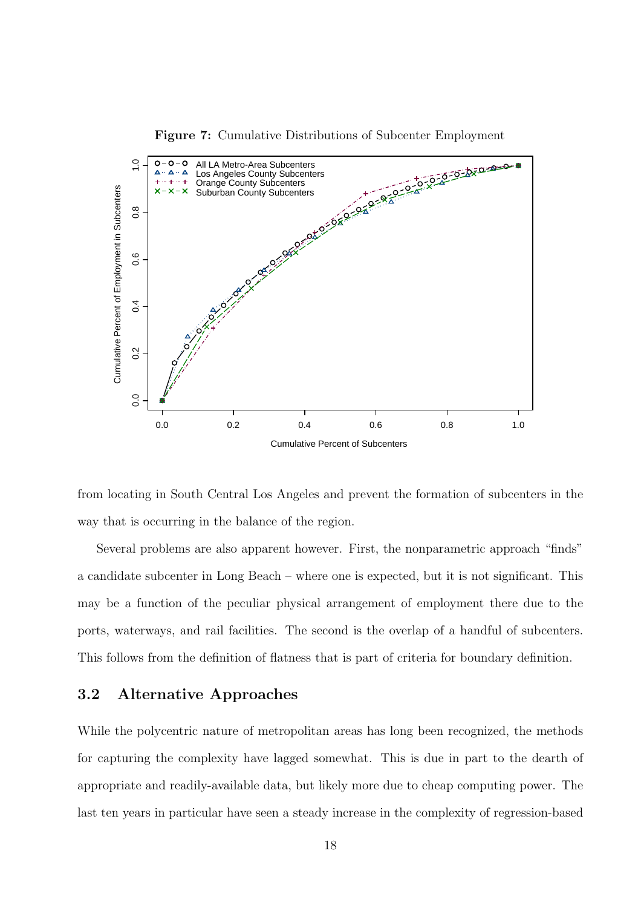**Figure 7:** Cumulative Distributions of Subcenter Employment

from locating in South Central Los Angeles and prevent the formation of subcenters in the way that is occurring in the balance of the region.

Several problems are also apparent however. First, the nonparametric approach "finds" a candidate subcenter in Long Beach – where one is expected, but it is not significant. This may be a function of the peculiar physical arrangement of employment there due to the ports, waterways, and rail facilities. The second is the overlap of a handful of subcenters. This follows from the definition of flatness that is part of criteria for boundary definition.

## 3.2 Alternative Approaches

While the polycentric nature of metropolitan areas has long been recognized, the methods for capturing the complexity have lagged somewhat. This is due in part to the dearth of appropriate and readily-available data, but likely more due to cheap computing power. The last ten years in particular have seen a steady increase in the complexity of regression-based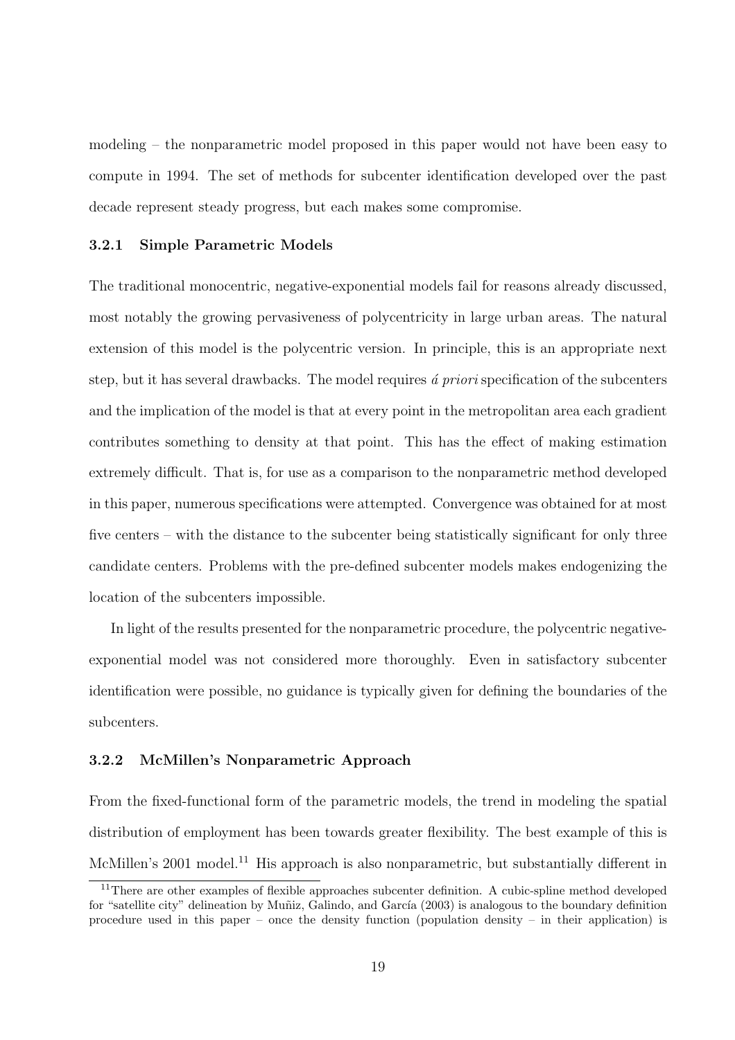modeling – the nonparametric model proposed in this paper would not have been easy to compute in 1994. The set of methods for subcenter identification developed over the past decade represent steady progress, but each makes some compromise.

### 3.2.1 Simple Parametric Models

The traditional monocentric, negative-exponential models fail for reasons already discussed, most notably the growing pervasiveness of polycentricity in large urban areas. The natural extension of this model is the polycentric version. In principle, this is an appropriate next step, but it has several drawbacks. The model requires *á priori* specification of the subcenters and the implication of the model is that at every point in the metropolitan area each gradient contributes something to density at that point. This has the effect of making estimation extremely difficult. That is, for use as a comparison to the nonparametric method developed in this paper, numerous specifications were attempted. Convergence was obtained for at most five centers – with the distance to the subcenter being statistically significant for only three candidate centers. Problems with the pre-defined subcenter models makes endogenizing the location of the subcenters impossible.

In light of the results presented for the nonparametric procedure, the polycentric negative-exponential model was not considered more thoroughly. Even in satisfactory subcenter identification were possible, no guidance is typically given for defining the boundaries of the subcenters.

### 3.2.2 McMillen's Nonparametric Approach

From the fixed-functional form of the parametric models, the trend in modeling the spatial distribution of employment has been towards greater flexibility. The best example of this is McMillen's 2001 model.[11] His approach is also nonparametric, but substantially different in

[11] There are other examples of flexible approaches subcenter definition. A cubic-spline method developed for "satellite city" delineation by Muñiz, Galindo, and García (2003) is analogous to the boundary definition procedure used in this paper – once the density function (population density – in their application) is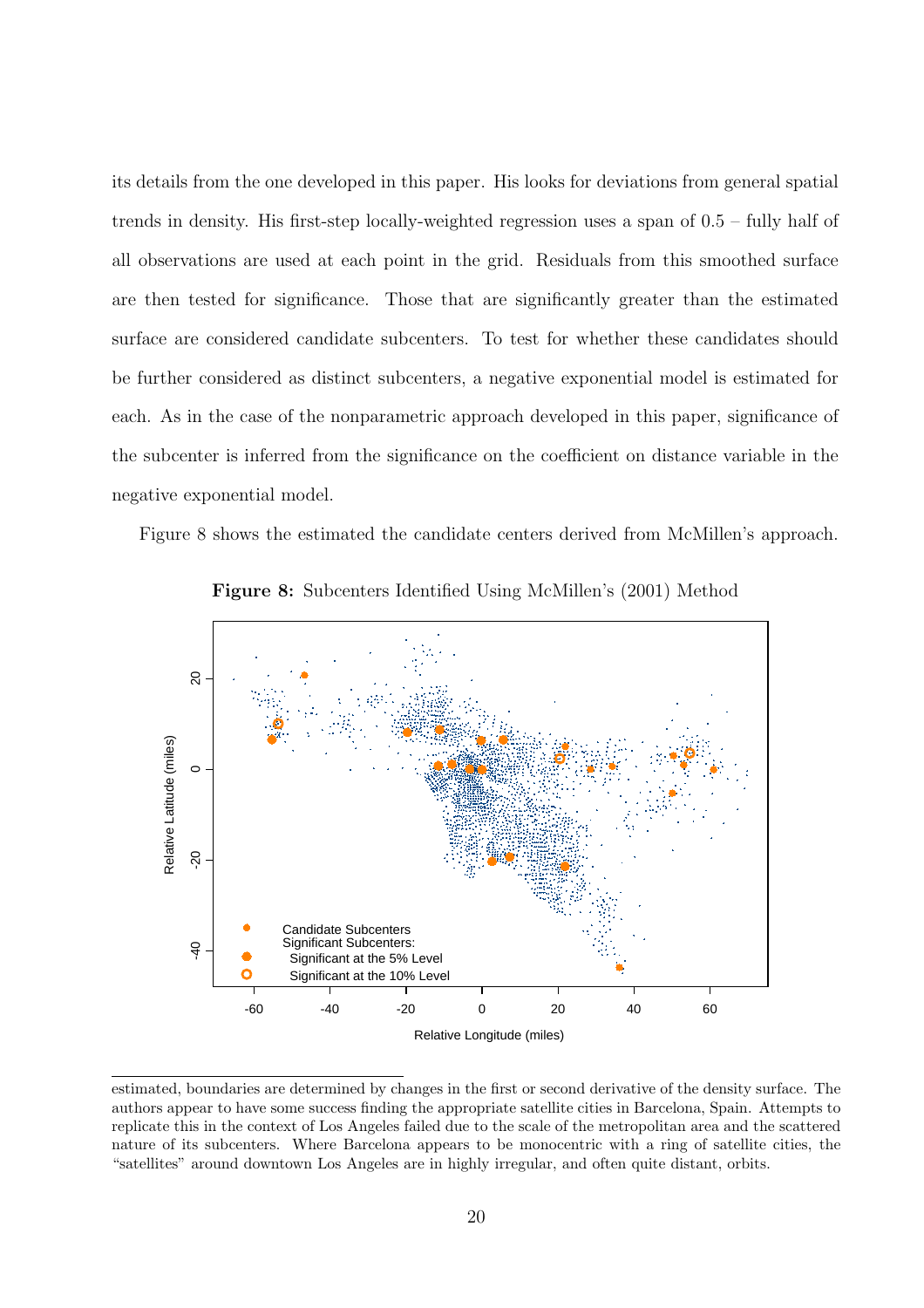its details from the one developed in this paper. His looks for deviations from general spatial trends in density. His first-step locally-weighted regression uses a span of 0.5 – fully half of all observations are used at each point in the grid. Residuals from this smoothed surface are then tested for significance. Those that are significantly greater than the estimated surface are considered candidate subcenters. To test for whether these candidates should be further considered as distinct subcenters, a negative exponential model is estimated for each. As in the case of the nonparametric approach developed in this paper, significance of the subcenter is inferred from the significance on the coefficient on distance variable in the negative exponential model.

Figure 8 shows the estimated the candidate centers derived from McMillen's approach.

**Figure 8:** Subcenters Identified Using McMillen's (2001) Method

---

estimated, boundaries are determined by changes in the first or second derivative of the density surface. The authors appear to have some success finding the appropriate satellite cities in Barcelona, Spain. Attempts to replicate this in the context of Los Angeles failed due to the scale of the metropolitan area and the scattered nature of its subcenters. Where Barcelona appears to be monocentric with a ring of satellite cities, the "satellites" around downtown Los Angeles are in highly irregular, and often quite distant, orbits.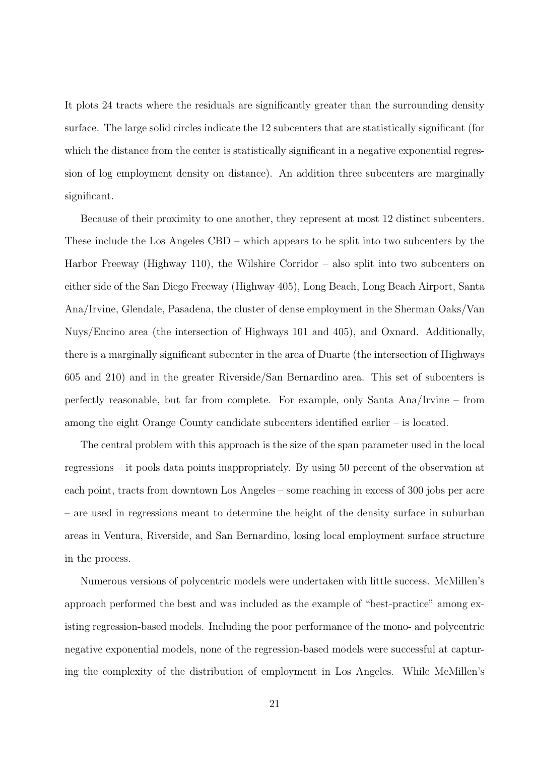It plots 24 tracts where the residuals are significantly greater than the surrounding density surface. The large solid circles indicate the 12 subcenters that are statistically significant (for which the distance from the center is statistically significant in a negative exponential regression of log employment density on distance). An addition three subcenters are marginally significant.

Because of their proximity to one another, they represent at most 12 distinct subcenters. These include the Los Angeles CBD – which appears to be split into two subcenters by the Harbor Freeway (Highway 110), the Wilshire Corridor – also split into two subcenters on either side of the San Diego Freeway (Highway 405), Long Beach, Long Beach Airport, Santa Ana/Irvine, Glendale, Pasadena, the cluster of dense employment in the Sherman Oaks/Van Nuys/Encino area (the intersection of Highways 101 and 405), and Oxnard. Additionally, there is a marginally significant subcenter in the area of Duarte (the intersection of Highways 605 and 210) and in the greater Riverside/San Bernardino area. This set of subcenters is perfectly reasonable, but far from complete. For example, only Santa Ana/Irvine – from among the eight Orange County candidate subcenters identified earlier – is located.

The central problem with this approach is the size of the span parameter used in the local regressions – it pools data points inappropriately. By using 50 percent of the observation at each point, tracts from downtown Los Angeles – some reaching in excess of 300 jobs per acre – are used in regressions meant to determine the height of the density surface in suburban areas in Ventura, Riverside, and San Bernardino, losing local employment surface structure in the process.

Numerous versions of polycentric models were undertaken with little success. McMillen's approach performed the best and was included as the example of "best-practice" among existing regression-based models. Including the poor performance of the mono- and polycentric negative exponential models, none of the regression-based models were successful at capturing the complexity of the distribution of employment in Los Angeles. While McMillen's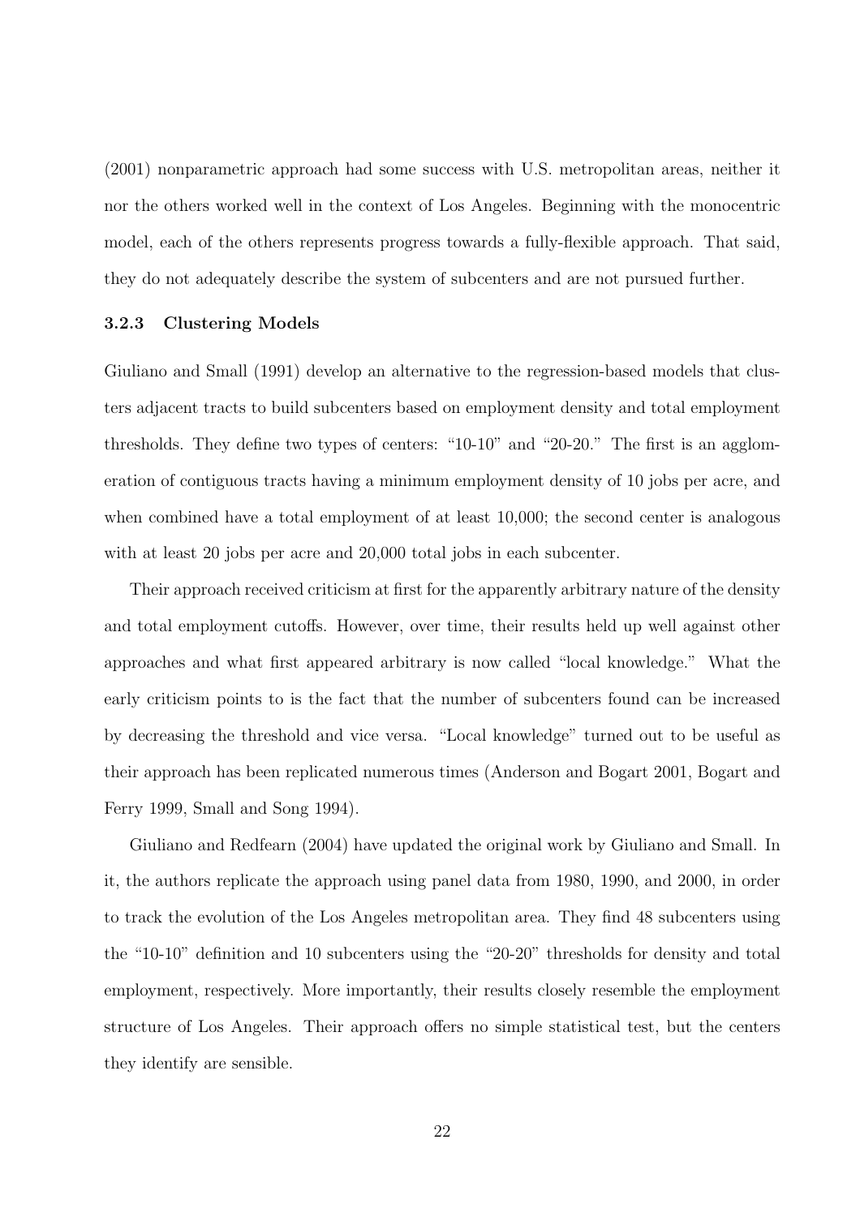(2001) nonparametric approach had some success with U.S. metropolitan areas, neither it nor the others worked well in the context of Los Angeles. Beginning with the monocentric model, each of the others represents progress towards a fully-flexible approach. That said, they do not adequately describe the system of subcenters and are not pursued further.

### 3.2.3 Clustering Models

Giuliano and Small (1991) develop an alternative to the regression-based models that clusters adjacent tracts to build subcenters based on employment density and total employment thresholds. They define two types of centers: "10-10" and "20-20." The first is an agglomeration of contiguous tracts having a minimum employment density of 10 jobs per acre, and when combined have a total employment of at least 10,000; the second center is analogous with at least 20 jobs per acre and 20,000 total jobs in each subcenter.

Their approach received criticism at first for the apparently arbitrary nature of the density and total employment cutoffs. However, over time, their results held up well against other approaches and what first appeared arbitrary is now called "local knowledge." What the early criticism points to is the fact that the number of subcenters found can be increased by decreasing the threshold and vice versa. "Local knowledge" turned out to be useful as their approach has been replicated numerous times (Anderson and Bogart 2001, Bogart and Ferry 1999, Small and Song 1994).

Giuliano and Redfearn (2004) have updated the original work by Giuliano and Small. In it, the authors replicate the approach using panel data from 1980, 1990, and 2000, in order to track the evolution of the Los Angeles metropolitan area. They find 48 subcenters using the "10-10" definition and 10 subcenters using the "20-20" thresholds for density and total employment, respectively. More importantly, their results closely resemble the employment structure of Los Angeles. Their approach offers no simple statistical test, but the centers they identify are sensible.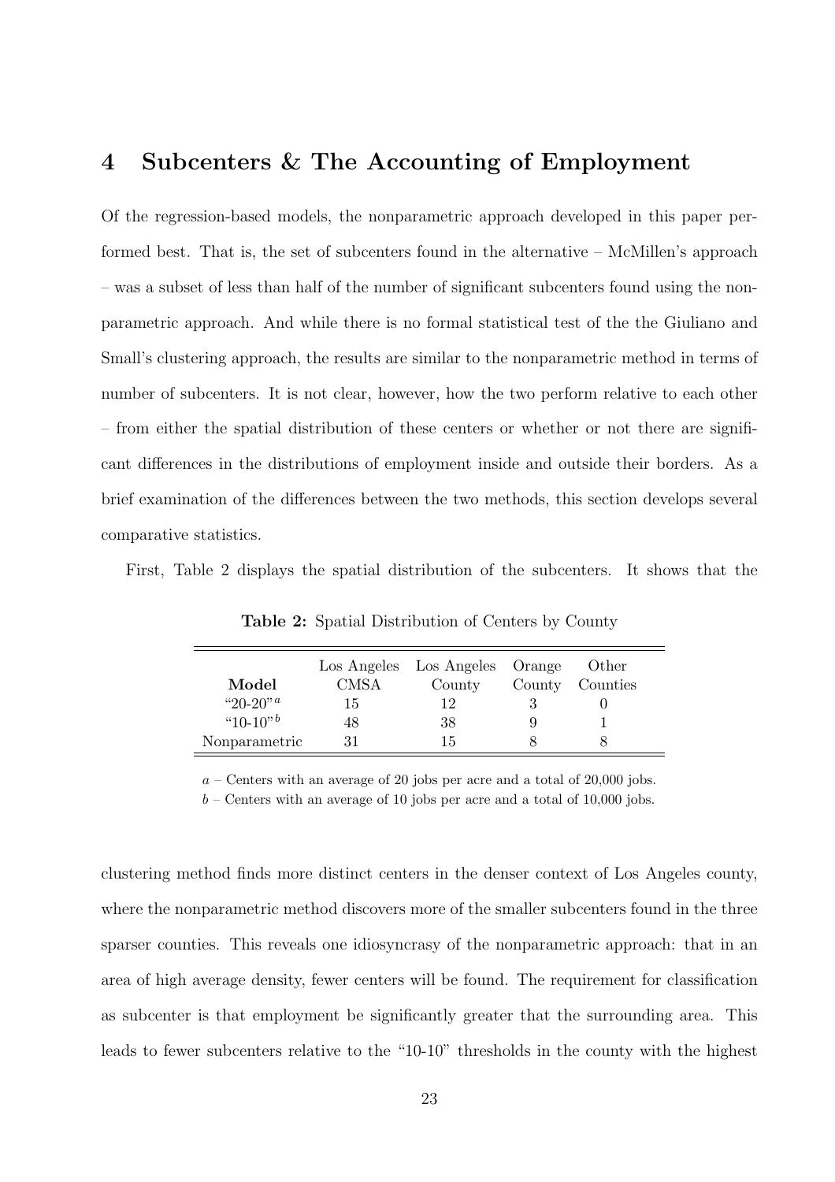## 4 Subcenters & The Accounting of Employment

Of the regression-based models, the nonparametric approach developed in this paper performed best. That is, the set of subcenters found in the alternative – McMillen's approach – was a subset of less than half of the number of significant subcenters found using the nonparametric approach. And while there is no formal statistical test of the the Giuliano and Small's clustering approach, the results are similar to the nonparametric method in terms of number of subcenters. It is not clear, however, how the two perform relative to each other – from either the spatial distribution of these centers or whether or not there are significant differences in the distributions of employment inside and outside their borders. As a brief examination of the differences between the two methods, this section develops several comparative statistics.

First, Table 2 displays the spatial distribution of the subcenters. It shows that the

**Table 2:** Spatial Distribution of Centers by County

| Model | Los Angeles CMSA | Los Angeles County | Orange County | Other Counties |
|---|---|---|---|---|
| "20-20"[a] | 15 | 12 | 3 | 0 |
| "10-10"[b] | 48 | 38 | 9 | 1 |
| Nonparametric | 31 | 15 | 8 | 8 |

*a* – Centers with an average of 20 jobs per acre and a total of 20,000 jobs.

*b* – Centers with an average of 10 jobs per acre and a total of 10,000 jobs.

clustering method finds more distinct centers in the denser context of Los Angeles county, where the nonparametric method discovers more of the smaller subcenters found in the three sparser counties. This reveals one idiosyncrasy of the nonparametric approach: that in an area of high average density, fewer centers will be found. The requirement for classification as subcenter is that employment be significantly greater that the surrounding area. This leads to fewer subcenters relative to the "10-10" thresholds in the county with the highest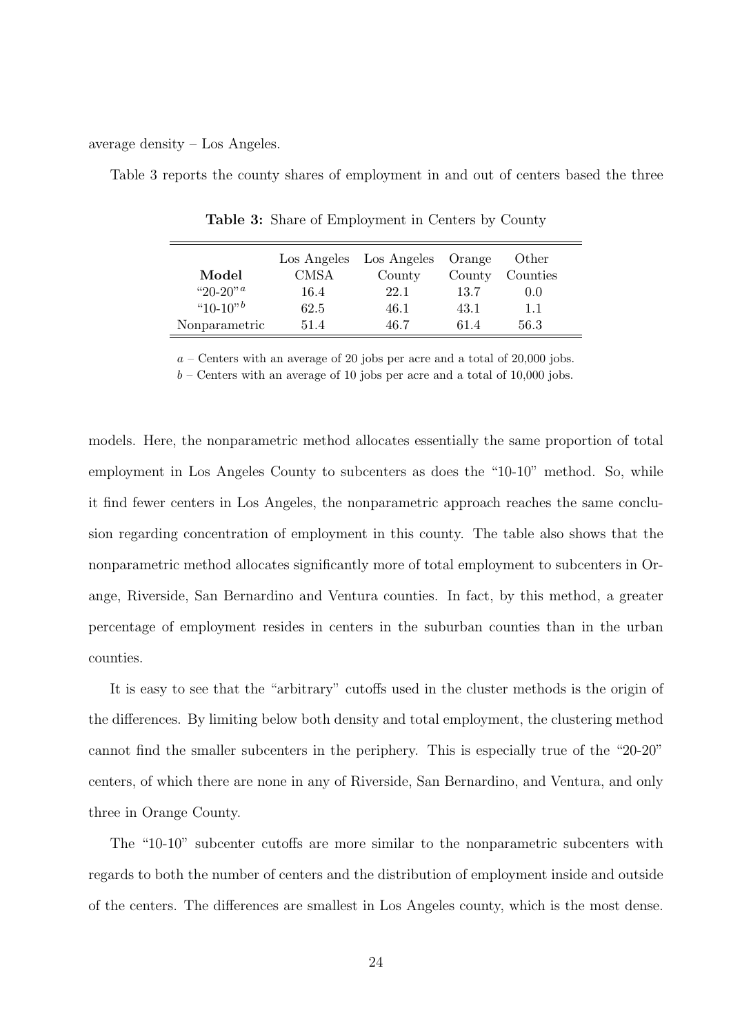average density – Los Angeles.

Table 3 reports the county shares of employment in and out of centers based the three

**Table 3:** Share of Employment in Centers by County

| **Model** | Los Angeles CMSA | Los Angeles County | Orange County | Other Counties |
|---|---|---|---|---|
| "20-20"[a] | 16.4 | 22.1 | 13.7 | 0.0 |
| "10-10"[b] | 62.5 | 46.1 | 43.1 | 1.1 |
| Nonparametric | 51.4 | 46.7 | 61.4 | 56.3 |

*a* – Centers with an average of 20 jobs per acre and a total of 20,000 jobs.
*b* – Centers with an average of 10 jobs per acre and a total of 10,000 jobs.

models. Here, the nonparametric method allocates essentially the same proportion of total employment in Los Angeles County to subcenters as does the "10-10" method. So, while it find fewer centers in Los Angeles, the nonparametric approach reaches the same conclusion regarding concentration of employment in this county. The table also shows that the nonparametric method allocates significantly more of total employment to subcenters in Orange, Riverside, San Bernardino and Ventura counties. In fact, by this method, a greater percentage of employment resides in centers in the suburban counties than in the urban counties.

It is easy to see that the "arbitrary" cutoffs used in the cluster methods is the origin of the differences. By limiting below both density and total employment, the clustering method cannot find the smaller subcenters in the periphery. This is especially true of the "20-20" centers, of which there are none in any of Riverside, San Bernardino, and Ventura, and only three in Orange County.

The "10-10" subcenter cutoffs are more similar to the nonparametric subcenters with regards to both the number of centers and the distribution of employment inside and outside of the centers. The differences are smallest in Los Angeles county, which is the most dense.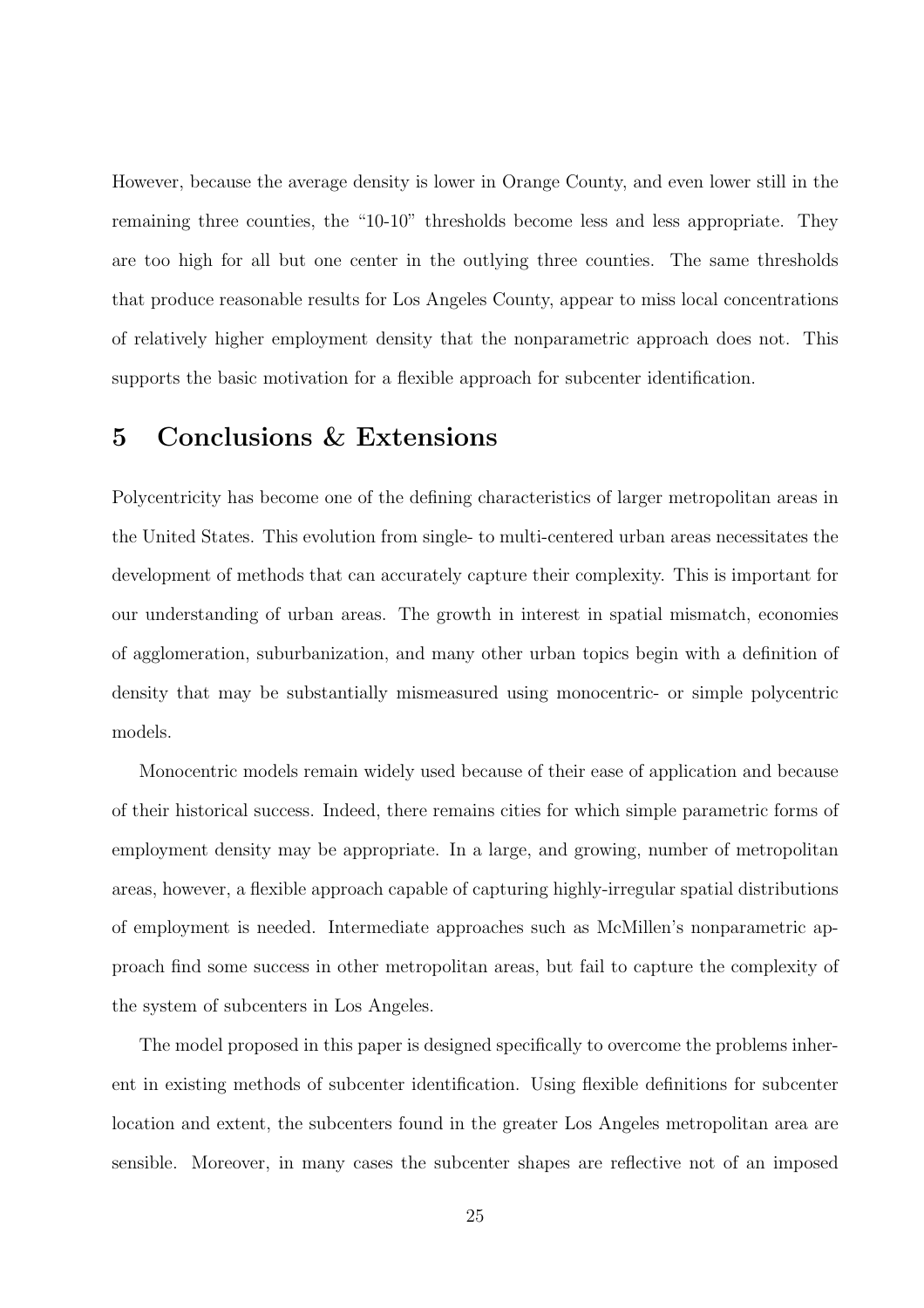However, because the average density is lower in Orange County, and even lower still in the remaining three counties, the "10-10" thresholds become less and less appropriate. They are too high for all but one center in the outlying three counties. The same thresholds that produce reasonable results for Los Angeles County, appear to miss local concentrations of relatively higher employment density that the nonparametric approach does not. This supports the basic motivation for a flexible approach for subcenter identification.

## 5 Conclusions & Extensions

Polycentricity has become one of the defining characteristics of larger metropolitan areas in the United States. This evolution from single- to multi-centered urban areas necessitates the development of methods that can accurately capture their complexity. This is important for our understanding of urban areas. The growth in interest in spatial mismatch, economies of agglomeration, suburbanization, and many other urban topics begin with a definition of density that may be substantially mismeasured using monocentric- or simple polycentric models.

Monocentric models remain widely used because of their ease of application and because of their historical success. Indeed, there remains cities for which simple parametric forms of employment density may be appropriate. In a large, and growing, number of metropolitan areas, however, a flexible approach capable of capturing highly-irregular spatial distributions of employment is needed. Intermediate approaches such as McMillen's nonparametric approach find some success in other metropolitan areas, but fail to capture the complexity of the system of subcenters in Los Angeles.

The model proposed in this paper is designed specifically to overcome the problems inherent in existing methods of subcenter identification. Using flexible definitions for subcenter location and extent, the subcenters found in the greater Los Angeles metropolitan area are sensible. Moreover, in many cases the subcenter shapes are reflective not of an imposed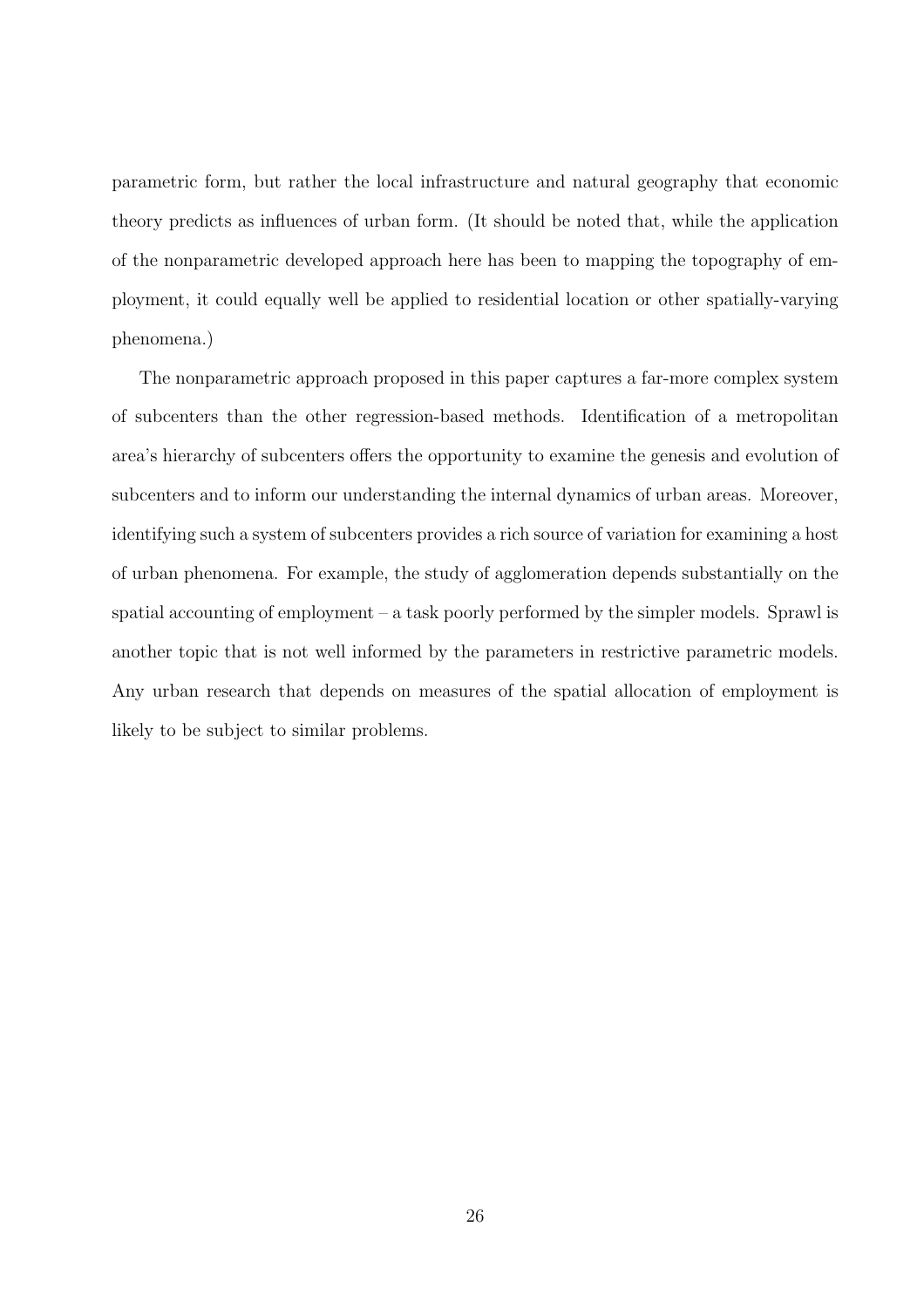parametric form, but rather the local infrastructure and natural geography that economic theory predicts as influences of urban form. (It should be noted that, while the application of the nonparametric developed approach here has been to mapping the topography of employment, it could equally well be applied to residential location or other spatially-varying phenomena.)

The nonparametric approach proposed in this paper captures a far-more complex system of subcenters than the other regression-based methods. Identification of a metropolitan area's hierarchy of subcenters offers the opportunity to examine the genesis and evolution of subcenters and to inform our understanding the internal dynamics of urban areas. Moreover, identifying such a system of subcenters provides a rich source of variation for examining a host of urban phenomena. For example, the study of agglomeration depends substantially on the spatial accounting of employment – a task poorly performed by the simpler models. Sprawl is another topic that is not well informed by the parameters in restrictive parametric models. Any urban research that depends on measures of the spatial allocation of employment is likely to be subject to similar problems.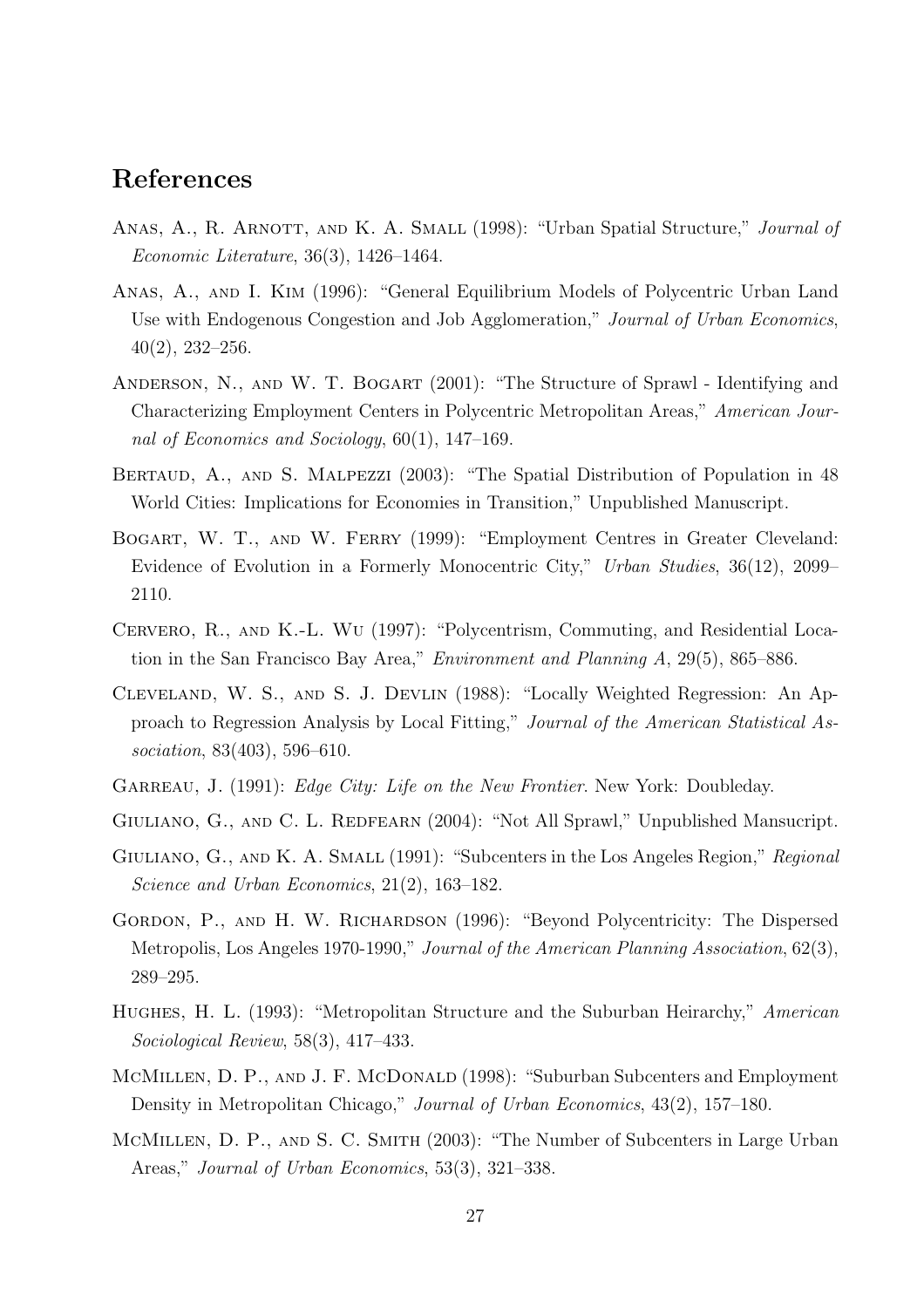## References

Anas, A., R. Arnott, and K. A. Small (1998): "Urban Spatial Structure," *Journal of Economic Literature*, 36(3), 1426–1464.

Anas, A., and I. Kim (1996): "General Equilibrium Models of Polycentric Urban Land Use with Endogenous Congestion and Job Agglomeration," *Journal of Urban Economics*, 40(2), 232–256.

Anderson, N., and W. T. Bogart (2001): "The Structure of Sprawl - Identifying and Characterizing Employment Centers in Polycentric Metropolitan Areas," *American Journal of Economics and Sociology*, 60(1), 147–169.

Bertaud, A., and S. Malpezzi (2003): "The Spatial Distribution of Population in 48 World Cities: Implications for Economies in Transition," Unpublished Manuscript.

Bogart, W. T., and W. Ferry (1999): "Employment Centres in Greater Cleveland: Evidence of Evolution in a Formerly Monocentric City," *Urban Studies*, 36(12), 2099–2110.

Cervero, R., and K.-L. Wu (1997): "Polycentrism, Commuting, and Residential Location in the San Francisco Bay Area," *Environment and Planning A*, 29(5), 865–886.

Cleveland, W. S., and S. J. Devlin (1988): "Locally Weighted Regression: An Approach to Regression Analysis by Local Fitting," *Journal of the American Statistical Association*, 83(403), 596–610.

Garreau, J. (1991): *Edge City: Life on the New Frontier*. New York: Doubleday.

Giuliano, G., and C. L. Redfearn (2004): "Not All Sprawl," Unpublished Mansucript.

Giuliano, G., and K. A. Small (1991): "Subcenters in the Los Angeles Region," *Regional Science and Urban Economics*, 21(2), 163–182.

Gordon, P., and H. W. Richardson (1996): "Beyond Polycentricity: The Dispersed Metropolis, Los Angeles 1970-1990," *Journal of the American Planning Association*, 62(3), 289–295.

Hughes, H. L. (1993): "Metropolitan Structure and the Suburban Heirarchy," *American Sociological Review*, 58(3), 417–433.

McMillen, D. P., and J. F. McDonald (1998): "Suburban Subcenters and Employment Density in Metropolitan Chicago," *Journal of Urban Economics*, 43(2), 157–180.

McMillen, D. P., and S. C. Smith (2003): "The Number of Subcenters in Large Urban Areas," *Journal of Urban Economics*, 53(3), 321–338.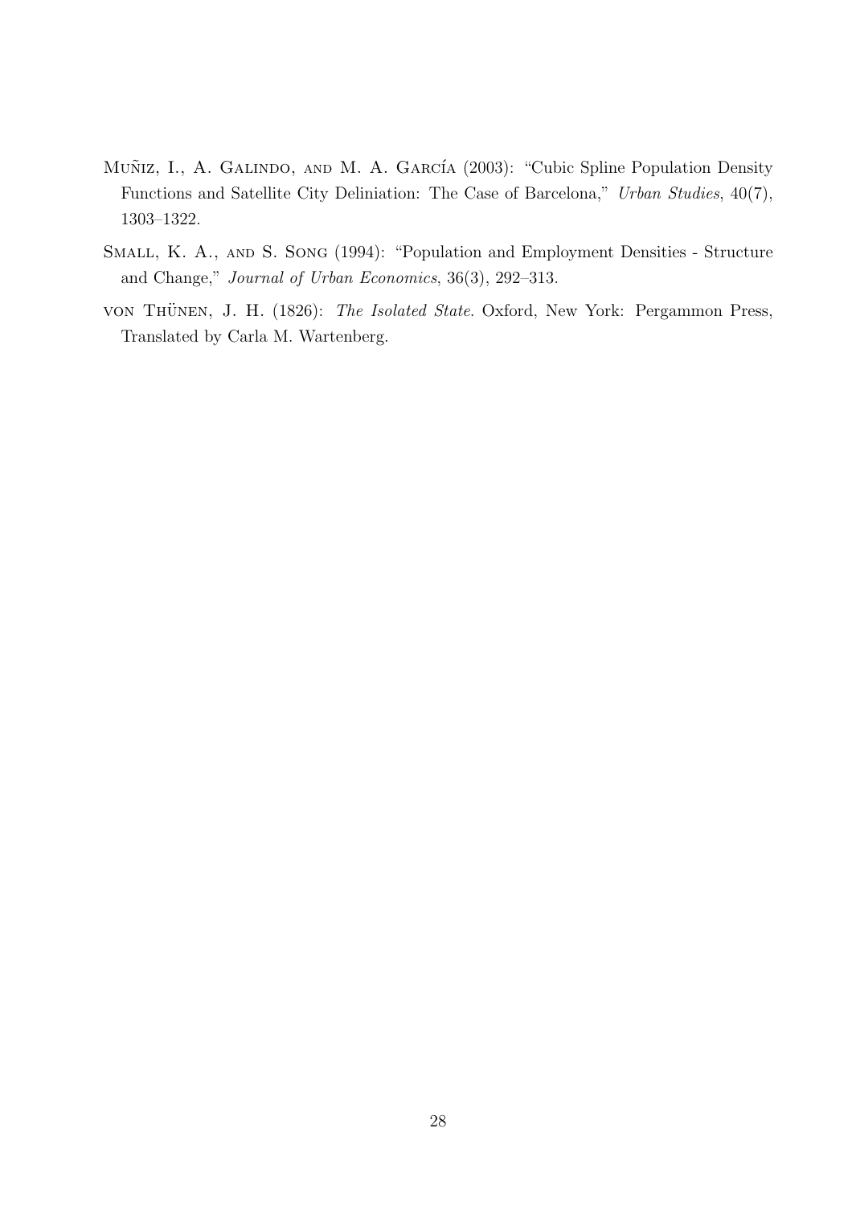Muñiz, I., A. Galindo, and M. A. García (2003): "Cubic Spline Population Density Functions and Satellite City Deliniation: The Case of Barcelona," *Urban Studies*, 40(7), 1303–1322.

Small, K. A., and S. Song (1994): "Population and Employment Densities - Structure and Change," *Journal of Urban Economics*, 36(3), 292–313.

von Thünen, J. H. (1826): *The Isolated State*. Oxford, New York: Pergammon Press, Translated by Carla M. Wartenberg.